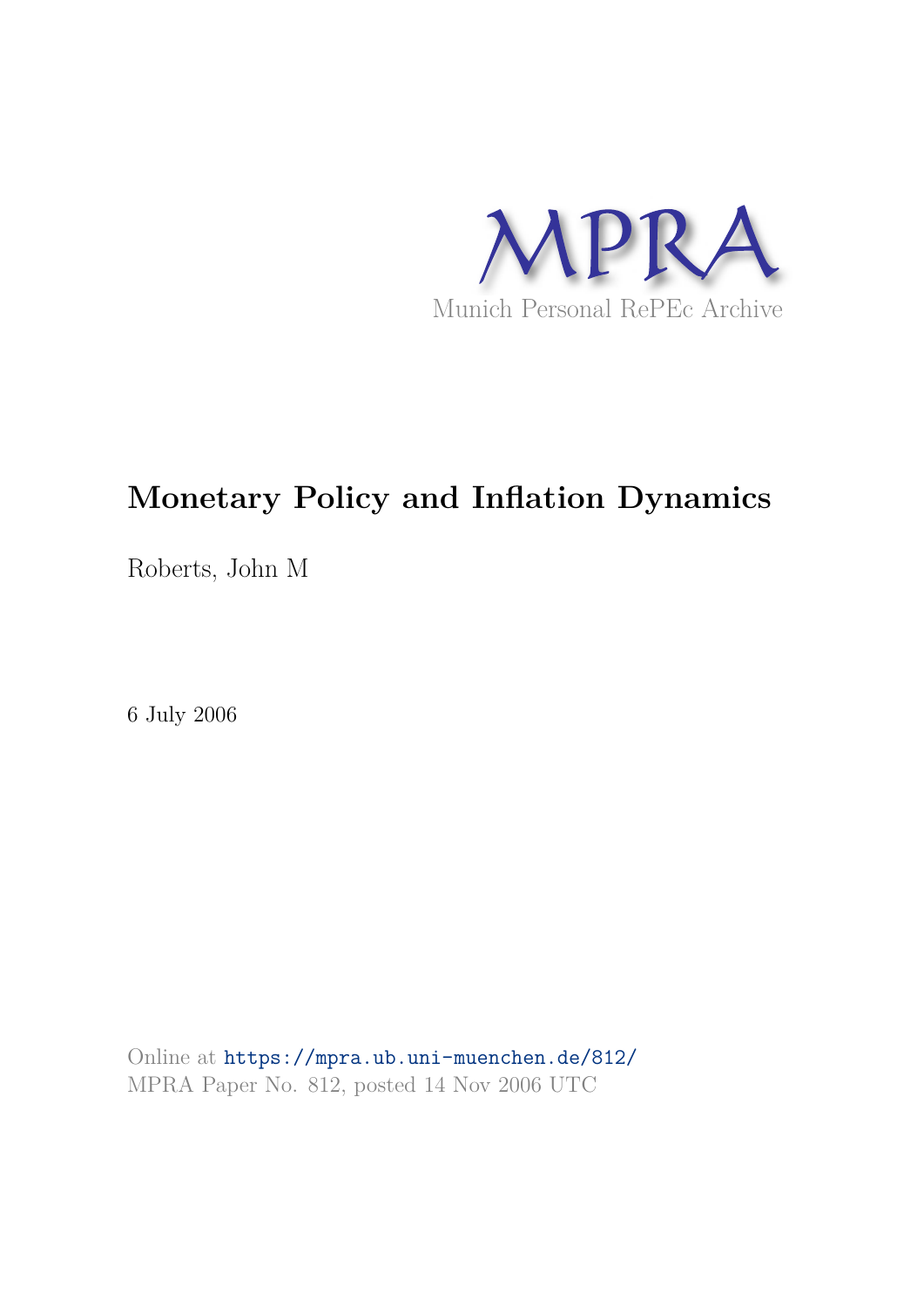MPRA

Munich Personal RePEc Archive

# Monetary Policy and Inflation Dynamics

Roberts, John M

6 July 2006

Online at https://mpra.ub.uni-muenchen.de/812/
MPRA Paper No. 812, posted 14 Nov 2006 UTC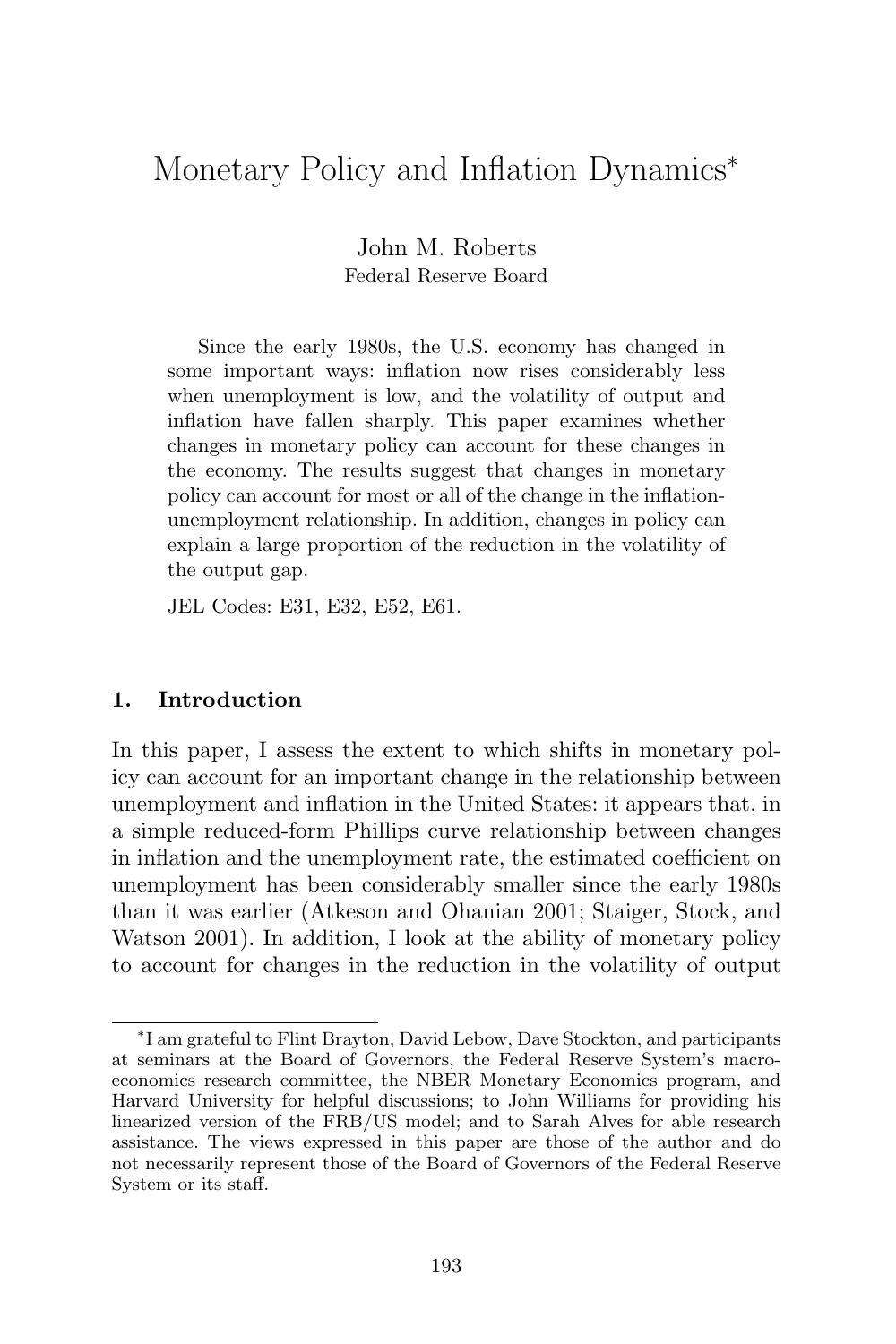# Monetary Policy and Inflation Dynamics*

John M. Roberts
Federal Reserve Board

Since the early 1980s, the U.S. economy has changed in some important ways: inflation now rises considerably less when unemployment is low, and the volatility of output and inflation have fallen sharply. This paper examines whether changes in monetary policy can account for these changes in the economy. The results suggest that changes in monetary policy can account for most or all of the change in the inflation-unemployment relationship. In addition, changes in policy can explain a large proportion of the reduction in the volatility of the output gap.

JEL Codes: E31, E32, E52, E61.

## 1. Introduction

In this paper, I assess the extent to which shifts in monetary policy can account for an important change in the relationship between unemployment and inflation in the United States: it appears that, in a simple reduced-form Phillips curve relationship between changes in inflation and the unemployment rate, the estimated coefficient on unemployment has been considerably smaller since the early 1980s than it was earlier (Atkeson and Ohanian 2001; Staiger, Stock, and Watson 2001). In addition, I look at the ability of monetary policy to account for changes in the reduction in the volatility of output

*I am grateful to Flint Brayton, David Lebow, Dave Stockton, and participants at seminars at the Board of Governors, the Federal Reserve System's macroeconomics research committee, the NBER Monetary Economics program, and Harvard University for helpful discussions; to John Williams for providing his linearized version of the FRB/US model; and to Sarah Alves for able research assistance. The views expressed in this paper are those of the author and do not necessarily represent those of the Board of Governors of the Federal Reserve System or its staff.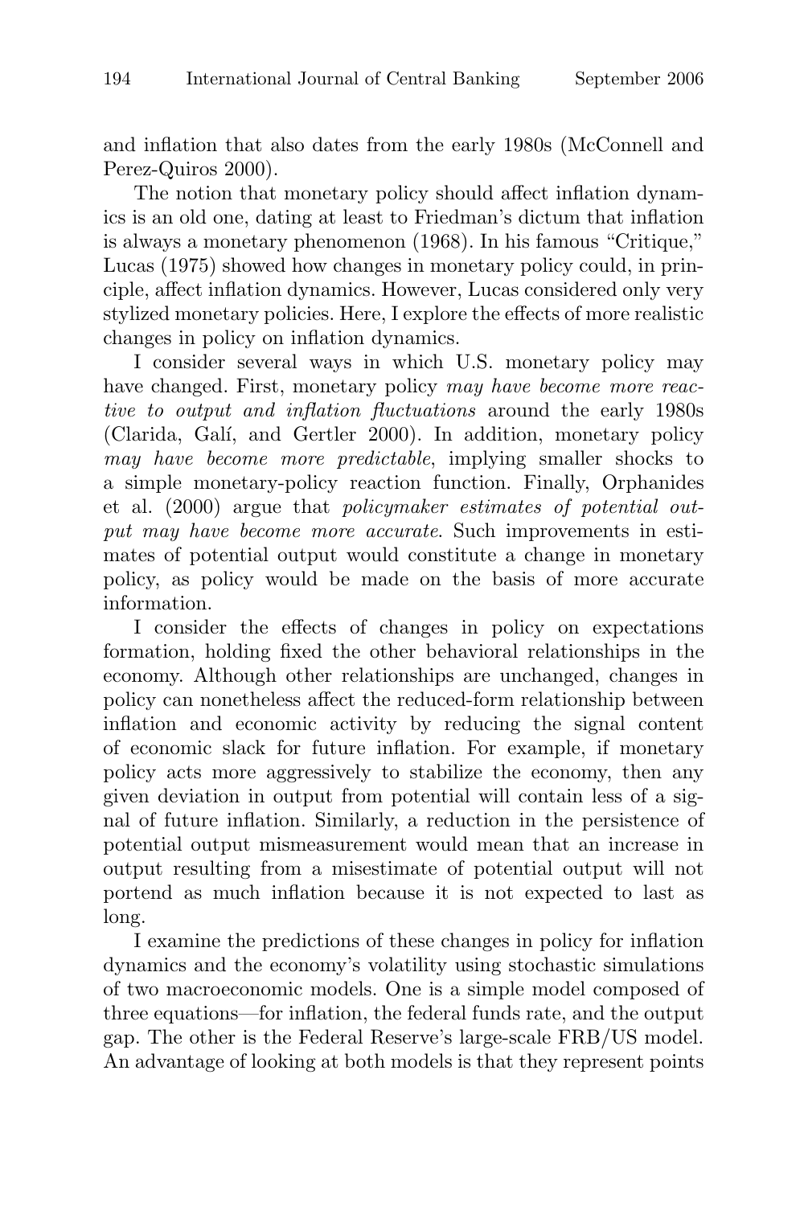and inflation that also dates from the early 1980s (McConnell and Perez-Quiros 2000).

The notion that monetary policy should affect inflation dynamics is an old one, dating at least to Friedman's dictum that inflation is always a monetary phenomenon (1968). In his famous "Critique," Lucas (1975) showed how changes in monetary policy could, in principle, affect inflation dynamics. However, Lucas considered only very stylized monetary policies. Here, I explore the effects of more realistic changes in policy on inflation dynamics.

I consider several ways in which U.S. monetary policy may have changed. First, monetary policy *may have become more reactive to output and inflation fluctuations* around the early 1980s (Clarida, Galí, and Gertler 2000). In addition, monetary policy *may have become more predictable*, implying smaller shocks to a simple monetary-policy reaction function. Finally, Orphanides et al. (2000) argue that *policymaker estimates of potential output may have become more accurate*. Such improvements in estimates of potential output would constitute a change in monetary policy, as policy would be made on the basis of more accurate information.

I consider the effects of changes in policy on expectations formation, holding fixed the other behavioral relationships in the economy. Although other relationships are unchanged, changes in policy can nonetheless affect the reduced-form relationship between inflation and economic activity by reducing the signal content of economic slack for future inflation. For example, if monetary policy acts more aggressively to stabilize the economy, then any given deviation in output from potential will contain less of a signal of future inflation. Similarly, a reduction in the persistence of potential output mismeasurement would mean that an increase in output resulting from a misestimate of potential output will not portend as much inflation because it is not expected to last as long.

I examine the predictions of these changes in policy for inflation dynamics and the economy's volatility using stochastic simulations of two macroeconomic models. One is a simple model composed of three equations—for inflation, the federal funds rate, and the output gap. The other is the Federal Reserve's large-scale FRB/US model. An advantage of looking at both models is that they represent points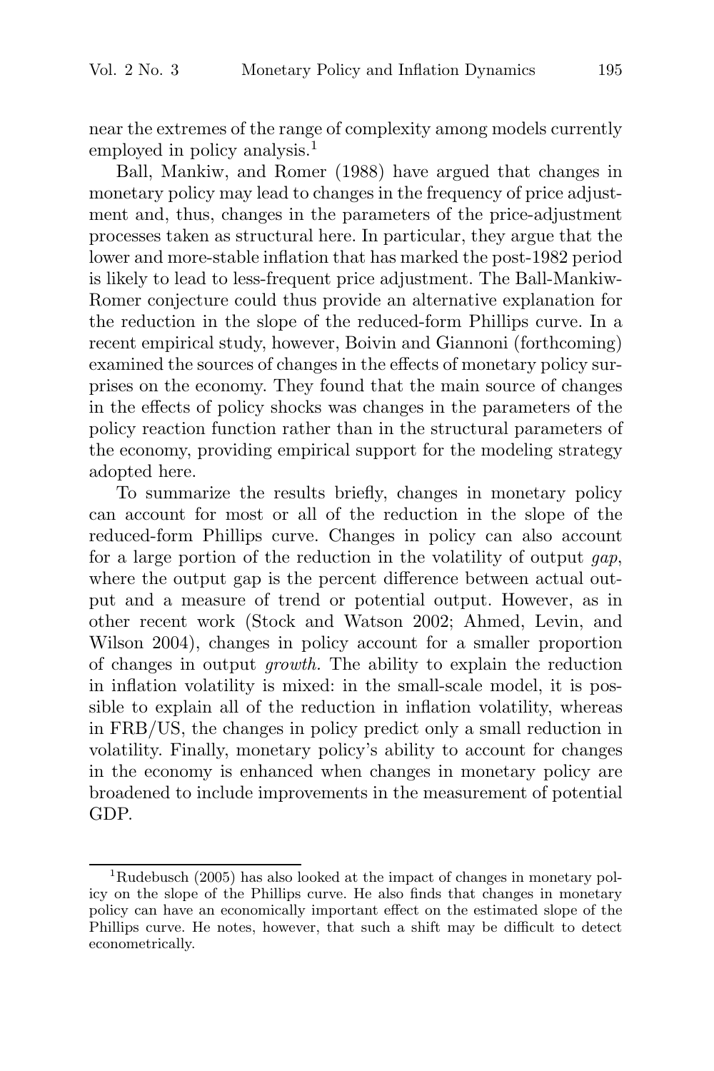near the extremes of the range of complexity among models currently employed in policy analysis.[1]

Ball, Mankiw, and Romer (1988) have argued that changes in monetary policy may lead to changes in the frequency of price adjustment and, thus, changes in the parameters of the price-adjustment processes taken as structural here. In particular, they argue that the lower and more-stable inflation that has marked the post-1982 period is likely to lead to less-frequent price adjustment. The Ball-Mankiw-Romer conjecture could thus provide an alternative explanation for the reduction in the slope of the reduced-form Phillips curve. In a recent empirical study, however, Boivin and Giannoni (forthcoming) examined the sources of changes in the effects of monetary policy surprises on the economy. They found that the main source of changes in the effects of policy shocks was changes in the parameters of the policy reaction function rather than in the structural parameters of the economy, providing empirical support for the modeling strategy adopted here.

To summarize the results briefly, changes in monetary policy can account for most or all of the reduction in the slope of the reduced-form Phillips curve. Changes in policy can also account for a large portion of the reduction in the volatility of output *gap*, where the output gap is the percent difference between actual output and a measure of trend or potential output. However, as in other recent work (Stock and Watson 2002; Ahmed, Levin, and Wilson 2004), changes in policy account for a smaller proportion of changes in output *growth*. The ability to explain the reduction in inflation volatility is mixed: in the small-scale model, it is possible to explain all of the reduction in inflation volatility, whereas in FRB/US, the changes in policy predict only a small reduction in volatility. Finally, monetary policy's ability to account for changes in the economy is enhanced when changes in monetary policy are broadened to include improvements in the measurement of potential GDP.

[1] Rudebusch (2005) has also looked at the impact of changes in monetary policy on the slope of the Phillips curve. He also finds that changes in monetary policy can have an economically important effect on the estimated slope of the Phillips curve. He notes, however, that such a shift may be difficult to detect econometrically.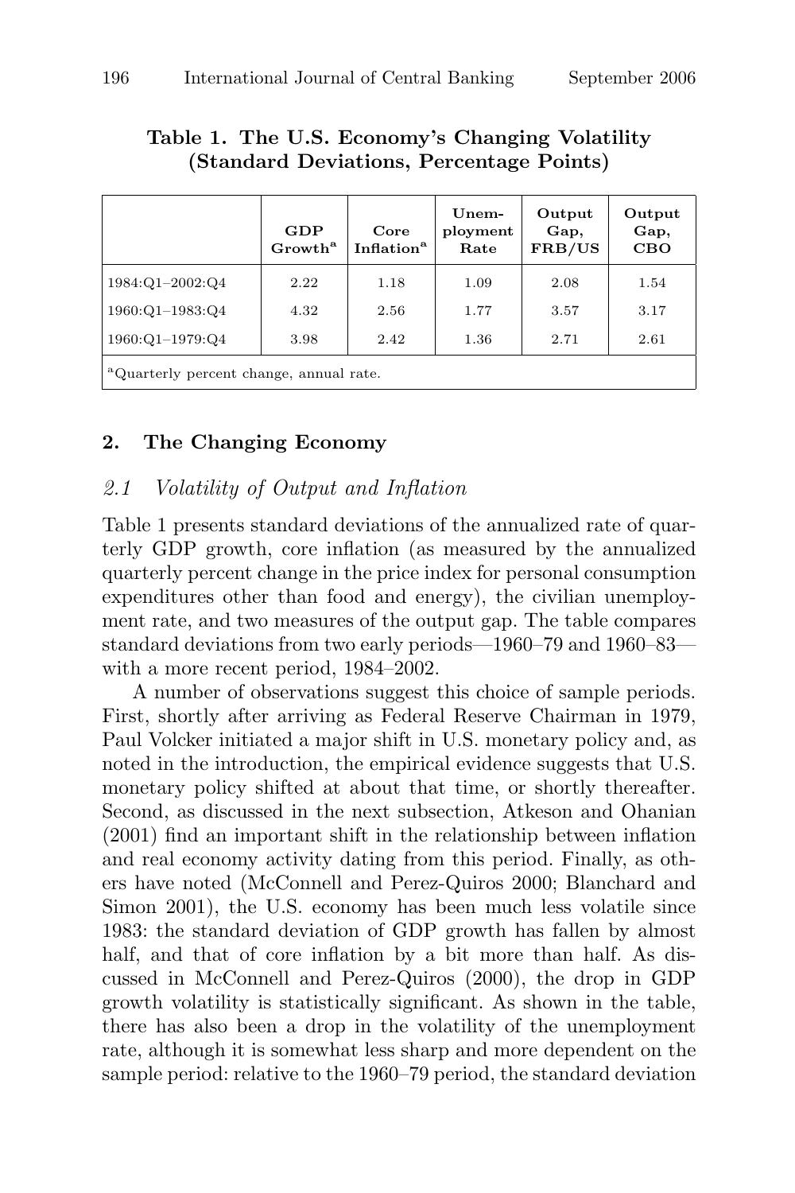**Table 1. The U.S. Economy's Changing Volatility (Standard Deviations, Percentage Points)**

| | GDP Growth[a] | Core Inflation[a] | Unemployment Rate | Output Gap, FRB/US | Output Gap, CBO |
|---|---|---|---|---|---|
| 1984:Q1–2002:Q4 | 2.22 | 1.18 | 1.09 | 2.08 | 1.54 |
| 1960:Q1–1983:Q4 | 4.32 | 2.56 | 1.77 | 3.57 | 3.17 |
| 1960:Q1–1979:Q4 | 3.98 | 2.42 | 1.36 | 2.71 | 2.61 |

[a]Quarterly percent change, annual rate.

## 2. The Changing Economy

### *2.1 Volatility of Output and Inflation*

Table 1 presents standard deviations of the annualized rate of quarterly GDP growth, core inflation (as measured by the annualized quarterly percent change in the price index for personal consumption expenditures other than food and energy), the civilian unemployment rate, and two measures of the output gap. The table compares standard deviations from two early periods—1960–79 and 1960–83—with a more recent period, 1984–2002.

A number of observations suggest this choice of sample periods. First, shortly after arriving as Federal Reserve Chairman in 1979, Paul Volcker initiated a major shift in U.S. monetary policy and, as noted in the introduction, the empirical evidence suggests that U.S. monetary policy shifted at about that time, or shortly thereafter. Second, as discussed in the next subsection, Atkeson and Ohanian (2001) find an important shift in the relationship between inflation and real economy activity dating from this period. Finally, as others have noted (McConnell and Perez-Quiros 2000; Blanchard and Simon 2001), the U.S. economy has been much less volatile since 1983: the standard deviation of GDP growth has fallen by almost half, and that of core inflation by a bit more than half. As discussed in McConnell and Perez-Quiros (2000), the drop in GDP growth volatility is statistically significant. As shown in the table, there has also been a drop in the volatility of the unemployment rate, although it is somewhat less sharp and more dependent on the sample period: relative to the 1960–79 period, the standard deviation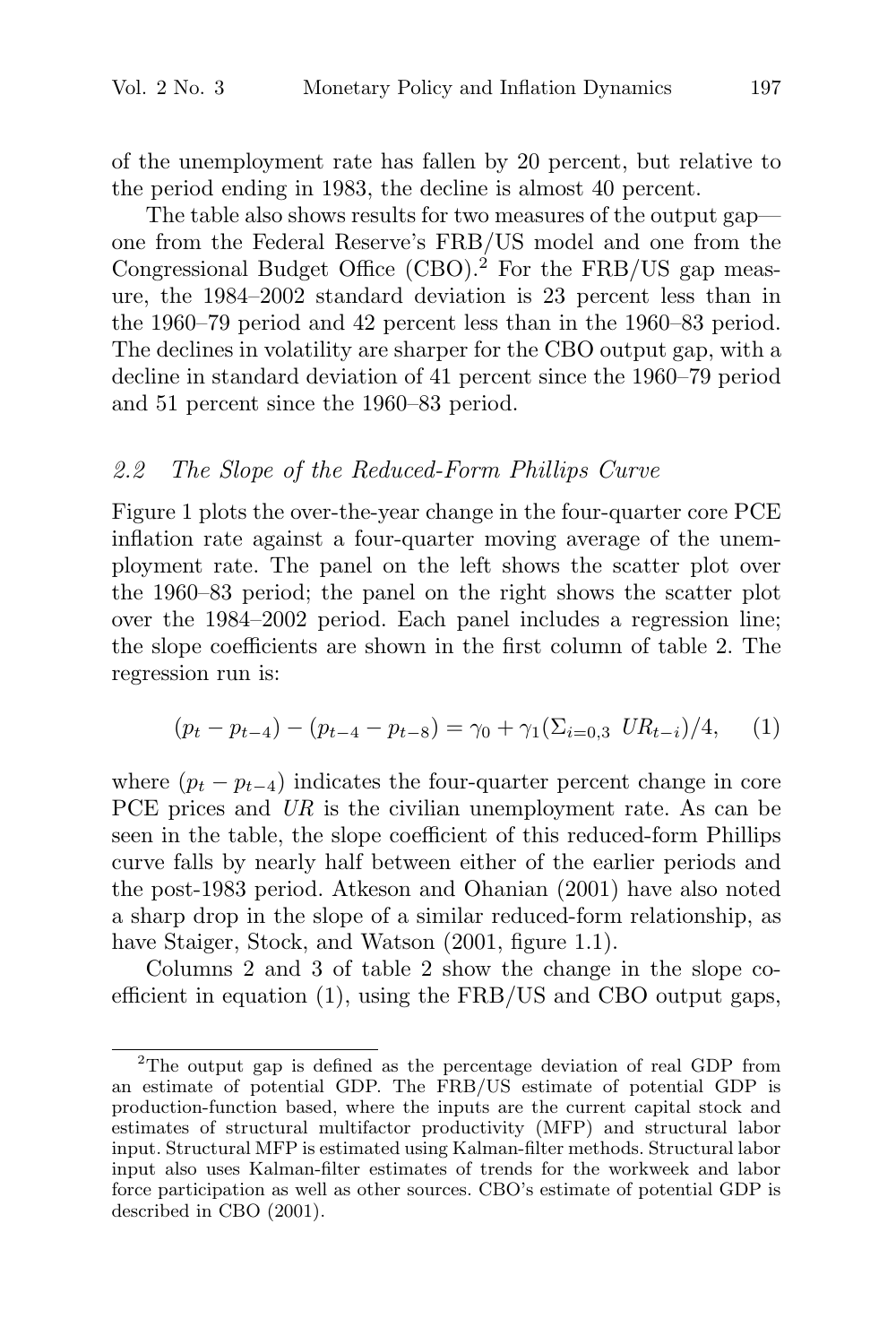of the unemployment rate has fallen by 20 percent, but relative to the period ending in 1983, the decline is almost 40 percent.

The table also shows results for two measures of the output gap—one from the Federal Reserve's FRB/US model and one from the Congressional Budget Office (CBO).[2] For the FRB/US gap measure, the 1984–2002 standard deviation is 23 percent less than in the 1960–79 period and 42 percent less than in the 1960–83 period. The declines in volatility are sharper for the CBO output gap, with a decline in standard deviation of 41 percent since the 1960–79 period and 51 percent since the 1960–83 period.

## *2.2 The Slope of the Reduced-Form Phillips Curve*

Figure 1 plots the over-the-year change in the four-quarter core PCE inflation rate against a four-quarter moving average of the unemployment rate. The panel on the left shows the scatter plot over the 1960–83 period; the panel on the right shows the scatter plot over the 1984–2002 period. Each panel includes a regression line; the slope coefficients are shown in the first column of table 2. The regression run is:

$$(p_t - p_{t-4}) - (p_{t-4} - p_{t-8}) = \gamma_0 + \gamma_1(\Sigma_{i=0,3}\ UR_{t-i})/4, \quad (1)$$

where $(p_t - p_{t-4})$ indicates the four-quarter percent change in core PCE prices and $UR$ is the civilian unemployment rate. As can be seen in the table, the slope coefficient of this reduced-form Phillips curve falls by nearly half between either of the earlier periods and the post-1983 period. Atkeson and Ohanian (2001) have also noted a sharp drop in the slope of a similar reduced-form relationship, as have Staiger, Stock, and Watson (2001, figure 1.1).

Columns 2 and 3 of table 2 show the change in the slope coefficient in equation (1), using the FRB/US and CBO output gaps,

[2] The output gap is defined as the percentage deviation of real GDP from an estimate of potential GDP. The FRB/US estimate of potential GDP is production-function based, where the inputs are the current capital stock and estimates of structural multifactor productivity (MFP) and structural labor input. Structural MFP is estimated using Kalman-filter methods. Structural labor input also uses Kalman-filter estimates of trends for the workweek and labor force participation as well as other sources. CBO's estimate of potential GDP is described in CBO (2001).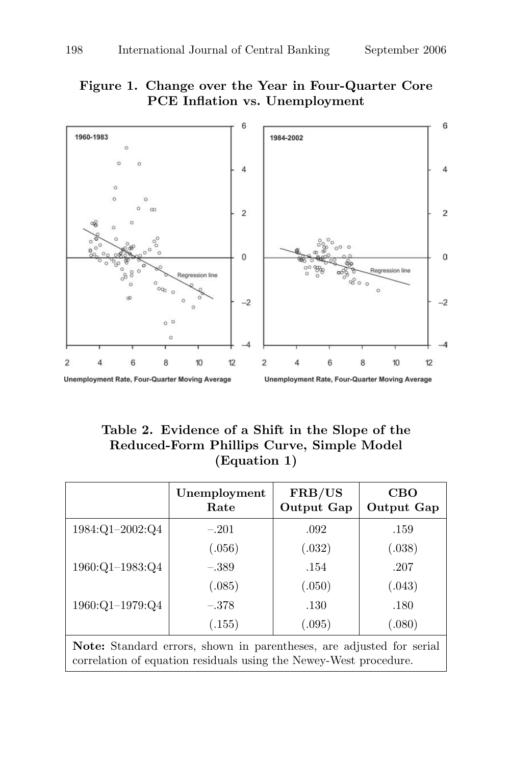**Figure 1. Change over the Year in Four-Quarter Core PCE Inflation vs. Unemployment**

**Table 2. Evidence of a Shift in the Slope of the Reduced-Form Phillips Curve, Simple Model (Equation 1)**

| | Unemployment Rate | FRB/US Output Gap | CBO Output Gap |
|---|---|---|---|
| 1984:Q1–2002:Q4 | –.201 | .092 | .159 |
| | (.056) | (.032) | (.038) |
| 1960:Q1–1983:Q4 | –.389 | .154 | .207 |
| | (.085) | (.050) | (.043) |
| 1960:Q1–1979:Q4 | –.378 | .130 | .180 |
| | (.155) | (.095) | (.080) |

**Note:** Standard errors, shown in parentheses, are adjusted for serial correlation of equation residuals using the Newey-West procedure.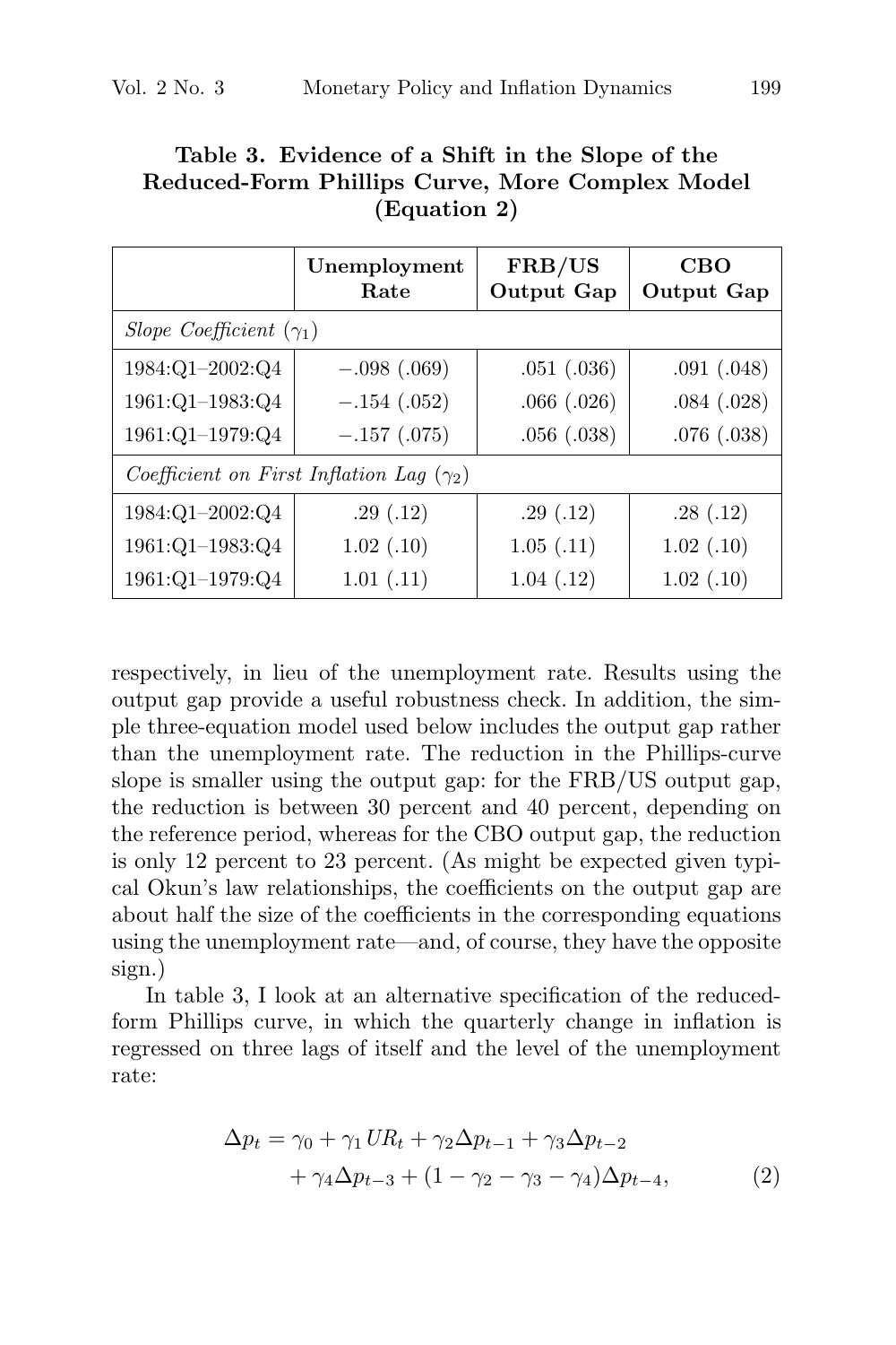**Table 3. Evidence of a Shift in the Slope of the Reduced-Form Phillips Curve, More Complex Model (Equation 2)**

| | Unemployment Rate | FRB/US Output Gap | CBO Output Gap |
|---|---|---|---|
| *Slope Coefficient* ($\gamma_1$) | | | |
| 1984:Q1–2002:Q4 | −.098 (.069) | .051 (.036) | .091 (.048) |
| 1961:Q1–1983:Q4 | −.154 (.052) | .066 (.026) | .084 (.028) |
| 1961:Q1–1979:Q4 | −.157 (.075) | .056 (.038) | .076 (.038) |
| *Coefficient on First Inflation Lag* ($\gamma_2$) | | | |
| 1984:Q1–2002:Q4 | .29 (.12) | .29 (.12) | .28 (.12) |
| 1961:Q1–1983:Q4 | 1.02 (.10) | 1.05 (.11) | 1.02 (.10) |
| 1961:Q1–1979:Q4 | 1.01 (.11) | 1.04 (.12) | 1.02 (.10) |

respectively, in lieu of the unemployment rate. Results using the output gap provide a useful robustness check. In addition, the simple three-equation model used below includes the output gap rather than the unemployment rate. The reduction in the Phillips-curve slope is smaller using the output gap: for the FRB/US output gap, the reduction is between 30 percent and 40 percent, depending on the reference period, whereas for the CBO output gap, the reduction is only 12 percent to 23 percent. (As might be expected given typical Okun's law relationships, the coefficients on the output gap are about half the size of the coefficients in the corresponding equations using the unemployment rate—and, of course, they have the opposite sign.)

In table 3, I look at an alternative specification of the reduced-form Phillips curve, in which the quarterly change in inflation is regressed on three lags of itself and the level of the unemployment rate:

$$\Delta p_t = \gamma_0 + \gamma_1 UR_t + \gamma_2 \Delta p_{t-1} + \gamma_3 \Delta p_{t-2} + \gamma_4 \Delta p_{t-3} + (1 - \gamma_2 - \gamma_3 - \gamma_4)\Delta p_{t-4}, \qquad (2)$$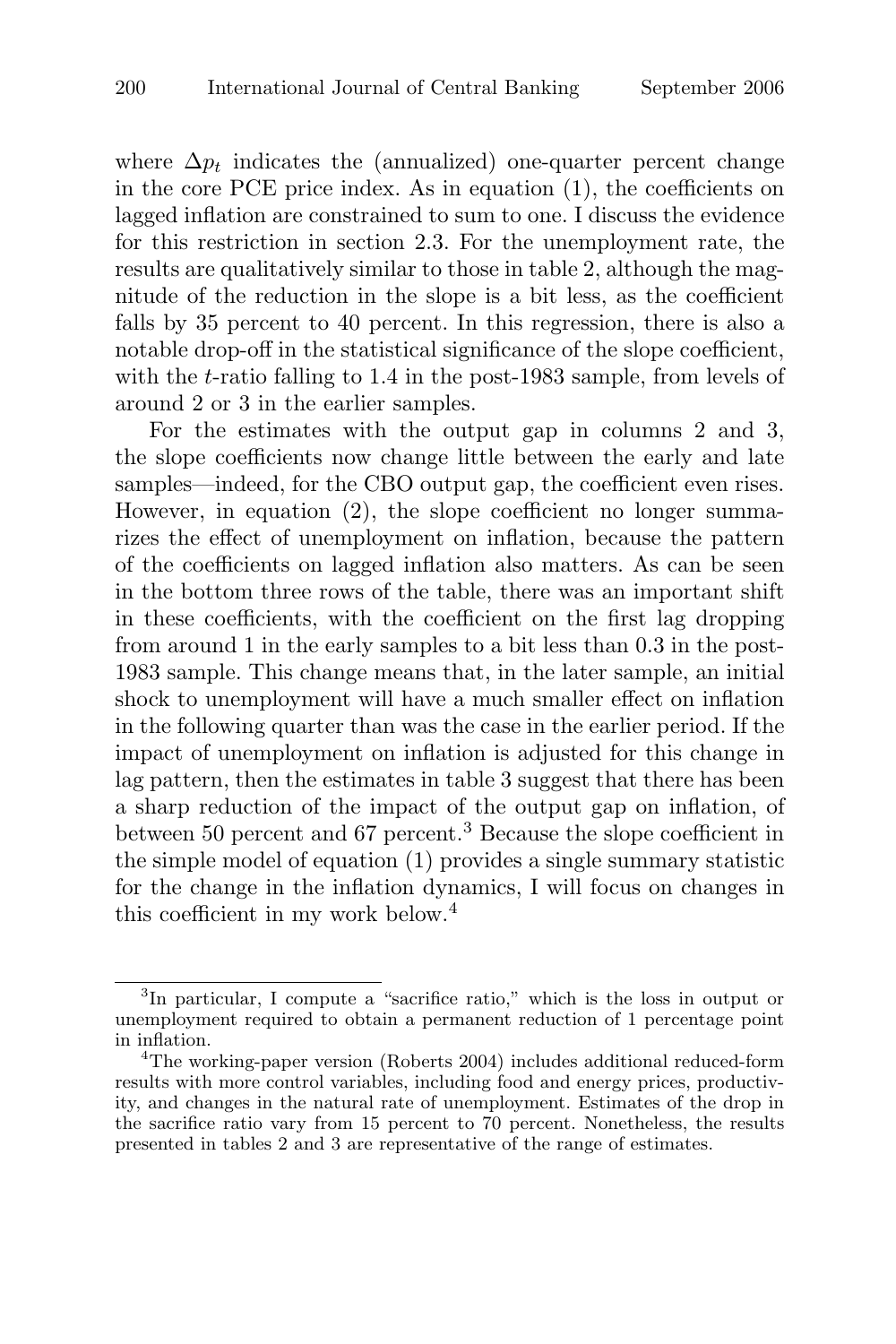where $\Delta p_t$ indicates the (annualized) one-quarter percent change in the core PCE price index. As in equation (1), the coefficients on lagged inflation are constrained to sum to one. I discuss the evidence for this restriction in section 2.3. For the unemployment rate, the results are qualitatively similar to those in table 2, although the magnitude of the reduction in the slope is a bit less, as the coefficient falls by 35 percent to 40 percent. In this regression, there is also a notable drop-off in the statistical significance of the slope coefficient, with the $t$-ratio falling to 1.4 in the post-1983 sample, from levels of around 2 or 3 in the earlier samples.

For the estimates with the output gap in columns 2 and 3, the slope coefficients now change little between the early and late samples—indeed, for the CBO output gap, the coefficient even rises. However, in equation (2), the slope coefficient no longer summarizes the effect of unemployment on inflation, because the pattern of the coefficients on lagged inflation also matters. As can be seen in the bottom three rows of the table, there was an important shift in these coefficients, with the coefficient on the first lag dropping from around 1 in the early samples to a bit less than 0.3 in the post-1983 sample. This change means that, in the later sample, an initial shock to unemployment will have a much smaller effect on inflation in the following quarter than was the case in the earlier period. If the impact of unemployment on inflation is adjusted for this change in lag pattern, then the estimates in table 3 suggest that there has been a sharp reduction of the impact of the output gap on inflation, of between 50 percent and 67 percent.[3] Because the slope coefficient in the simple model of equation (1) provides a single summary statistic for the change in the inflation dynamics, I will focus on changes in this coefficient in my work below.[4]

---

[3] In particular, I compute a "sacrifice ratio," which is the loss in output or unemployment required to obtain a permanent reduction of 1 percentage point in inflation.

[4] The working-paper version (Roberts 2004) includes additional reduced-form results with more control variables, including food and energy prices, productivity, and changes in the natural rate of unemployment. Estimates of the drop in the sacrifice ratio vary from 15 percent to 70 percent. Nonetheless, the results presented in tables 2 and 3 are representative of the range of estimates.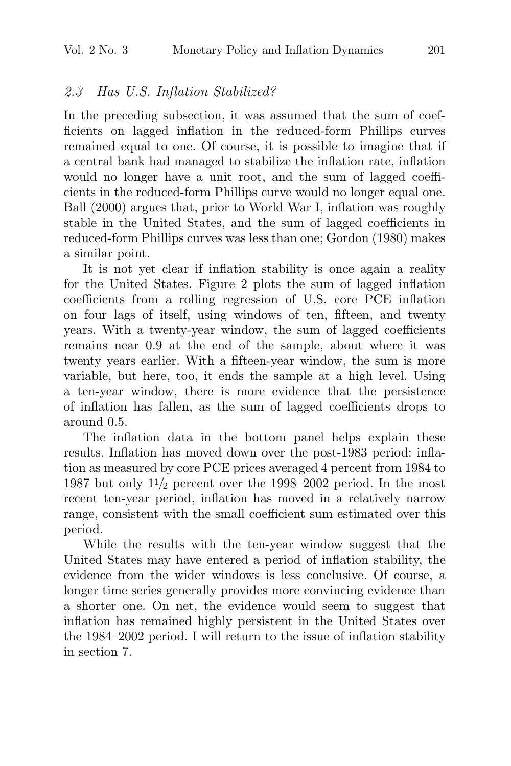### 2.3 Has U.S. Inflation Stabilized?

In the preceding subsection, it was assumed that the sum of coefficients on lagged inflation in the reduced-form Phillips curves remained equal to one. Of course, it is possible to imagine that if a central bank had managed to stabilize the inflation rate, inflation would no longer have a unit root, and the sum of lagged coefficients in the reduced-form Phillips curve would no longer equal one. Ball (2000) argues that, prior to World War I, inflation was roughly stable in the United States, and the sum of lagged coefficients in reduced-form Phillips curves was less than one; Gordon (1980) makes a similar point.

It is not yet clear if inflation stability is once again a reality for the United States. Figure 2 plots the sum of lagged inflation coefficients from a rolling regression of U.S. core PCE inflation on four lags of itself, using windows of ten, fifteen, and twenty years. With a twenty-year window, the sum of lagged coefficients remains near 0.9 at the end of the sample, about where it was twenty years earlier. With a fifteen-year window, the sum is more variable, but here, too, it ends the sample at a high level. Using a ten-year window, there is more evidence that the persistence of inflation has fallen, as the sum of lagged coefficients drops to around 0.5.

The inflation data in the bottom panel helps explain these results. Inflation has moved down over the post-1983 period: inflation as measured by core PCE prices averaged 4 percent from 1984 to 1987 but only 1½ percent over the 1998–2002 period. In the most recent ten-year period, inflation has moved in a relatively narrow range, consistent with the small coefficient sum estimated over this period.

While the results with the ten-year window suggest that the United States may have entered a period of inflation stability, the evidence from the wider windows is less conclusive. Of course, a longer time series generally provides more convincing evidence than a shorter one. On net, the evidence would seem to suggest that inflation has remained highly persistent in the United States over the 1984–2002 period. I will return to the issue of inflation stability in section 7.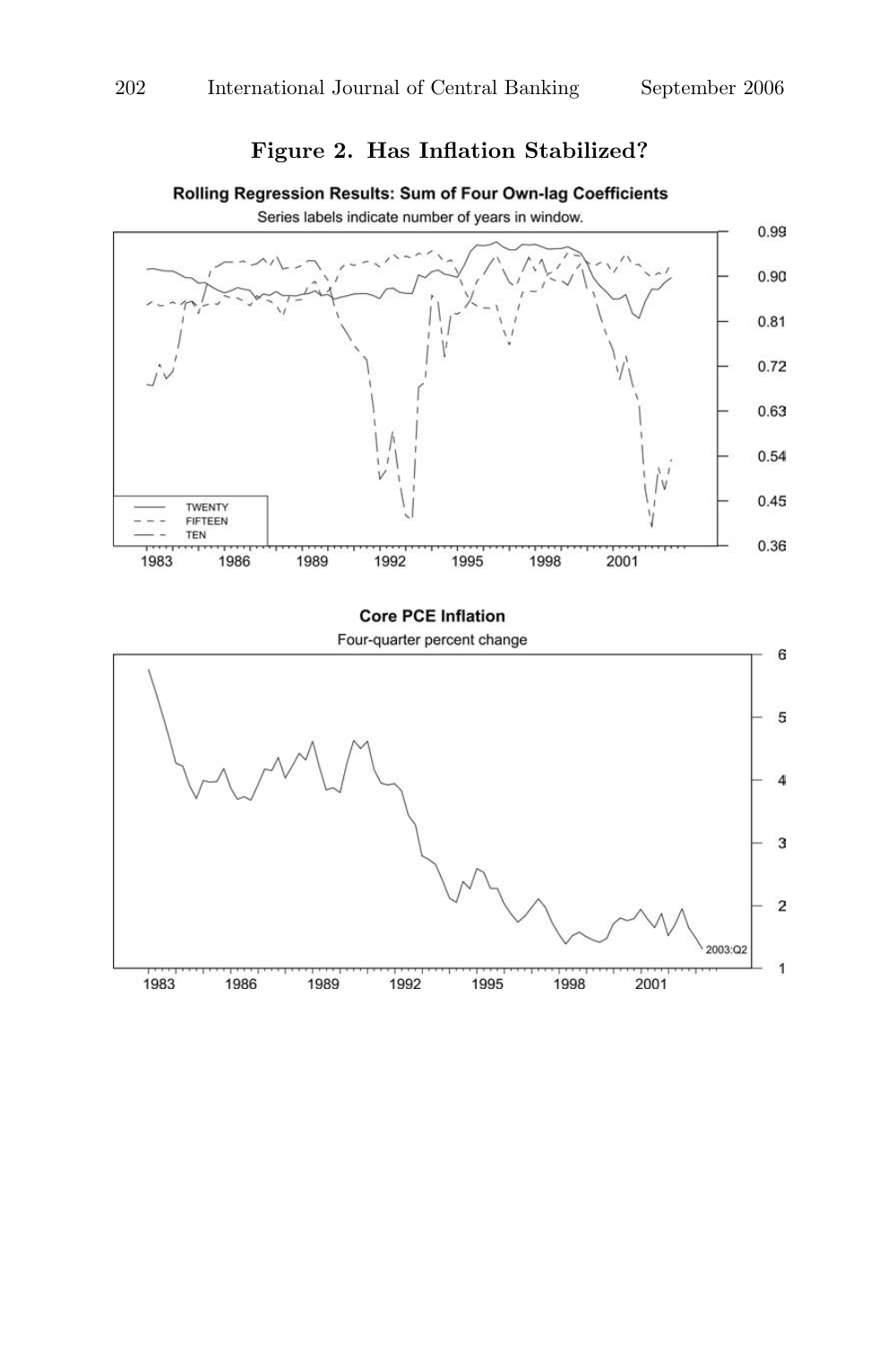**Figure 2. Has Inflation Stabilized?**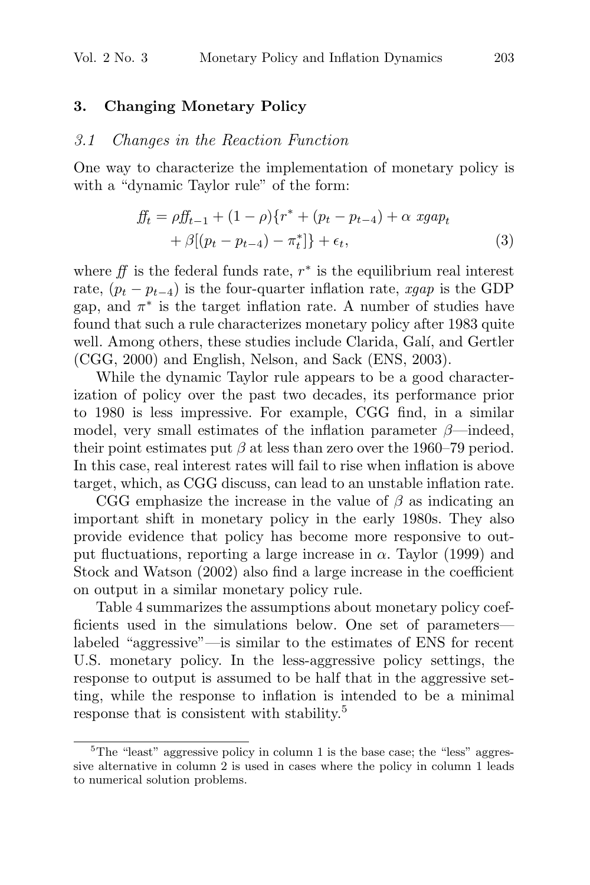## 3. Changing Monetary Policy

### *3.1 Changes in the Reaction Function*

One way to characterize the implementation of monetary policy is with a "dynamic Taylor rule" of the form:

$$
\begin{aligned}
ff_t = \rho ff_{t-1} + (1-\rho)\{r^* + (p_t - p_{t-4}) + \alpha \ xgap_t \\
+ \beta[(p_t - p_{t-4}) - \pi_t^*]\} + \epsilon_t,
\end{aligned}
\tag{3}
$$

where $ff$ is the federal funds rate, $r^*$ is the equilibrium real interest rate, $(p_t - p_{t-4})$ is the four-quarter inflation rate, $xgap$ is the GDP gap, and $\pi^*$ is the target inflation rate. A number of studies have found that such a rule characterizes monetary policy after 1983 quite well. Among others, these studies include Clarida, Galí, and Gertler (CGG, 2000) and English, Nelson, and Sack (ENS, 2003).

While the dynamic Taylor rule appears to be a good characterization of policy over the past two decades, its performance prior to 1980 is less impressive. For example, CGG find, in a similar model, very small estimates of the inflation parameter $\beta$—indeed, their point estimates put $\beta$ at less than zero over the 1960–79 period. In this case, real interest rates will fail to rise when inflation is above target, which, as CGG discuss, can lead to an unstable inflation rate.

CGG emphasize the increase in the value of $\beta$ as indicating an important shift in monetary policy in the early 1980s. They also provide evidence that policy has become more responsive to output fluctuations, reporting a large increase in $\alpha$. Taylor (1999) and Stock and Watson (2002) also find a large increase in the coefficient on output in a similar monetary policy rule.

Table 4 summarizes the assumptions about monetary policy coefficients used in the simulations below. One set of parameters—labeled "aggressive"—is similar to the estimates of ENS for recent U.S. monetary policy. In the less-aggressive policy settings, the response to output is assumed to be half that in the aggressive setting, while the response to inflation is intended to be a minimal response that is consistent with stability.[5]

[5] The "least" aggressive policy in column 1 is the base case; the "less" aggressive alternative in column 2 is used in cases where the policy in column 1 leads to numerical solution problems.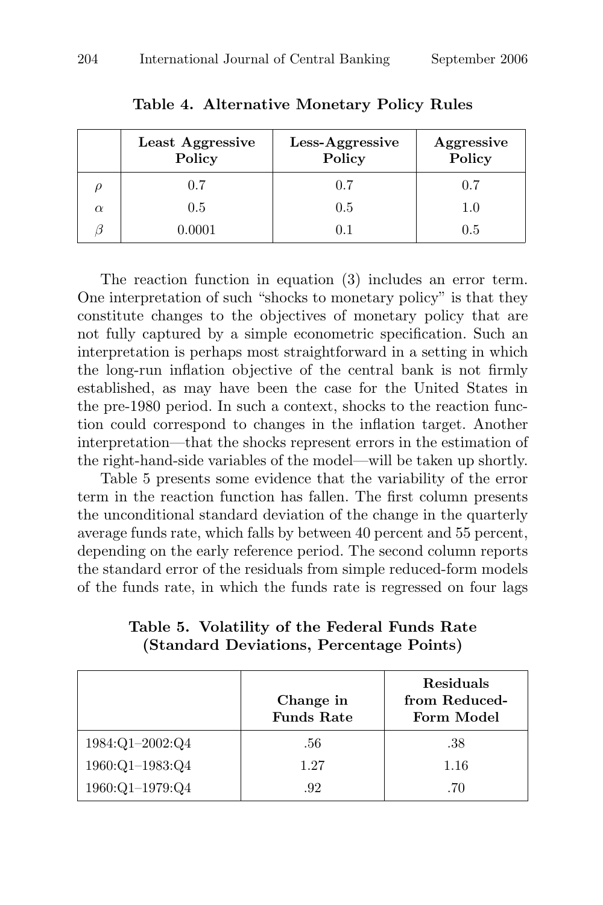**Table 4. Alternative Monetary Policy Rules**

| | Least Aggressive Policy | Less-Aggressive Policy | Aggressive Policy |
|---|---|---|---|
| $\rho$ | 0.7 | 0.7 | 0.7 |
| $\alpha$ | 0.5 | 0.5 | 1.0 |
| $\beta$ | 0.0001 | 0.1 | 0.5 |

The reaction function in equation (3) includes an error term. One interpretation of such "shocks to monetary policy" is that they constitute changes to the objectives of monetary policy that are not fully captured by a simple econometric specification. Such an interpretation is perhaps most straightforward in a setting in which the long-run inflation objective of the central bank is not firmly established, as may have been the case for the United States in the pre-1980 period. In such a context, shocks to the reaction function could correspond to changes in the inflation target. Another interpretation—that the shocks represent errors in the estimation of the right-hand-side variables of the model—will be taken up shortly.

Table 5 presents some evidence that the variability of the error term in the reaction function has fallen. The first column presents the unconditional standard deviation of the change in the quarterly average funds rate, which falls by between 40 percent and 55 percent, depending on the early reference period. The second column reports the standard error of the residuals from simple reduced-form models of the funds rate, in which the funds rate is regressed on four lags

**Table 5. Volatility of the Federal Funds Rate (Standard Deviations, Percentage Points)**

| | Change in Funds Rate | Residuals from Reduced-Form Model |
|---|---|---|
| 1984:Q1–2002:Q4 | .56 | .38 |
| 1960:Q1–1983:Q4 | 1.27 | 1.16 |
| 1960:Q1–1979:Q4 | .92 | .70 |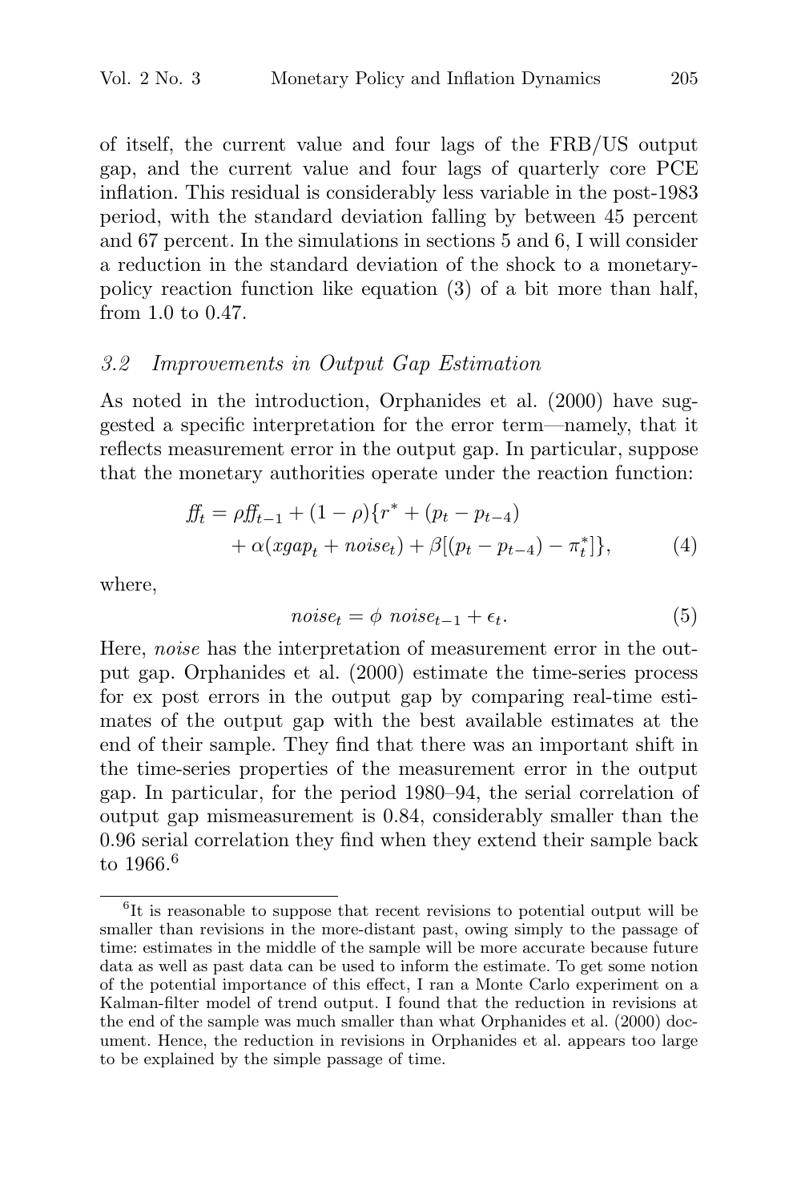of itself, the current value and four lags of the FRB/US output gap, and the current value and four lags of quarterly core PCE inflation. This residual is considerably less variable in the post-1983 period, with the standard deviation falling by between 45 percent and 67 percent. In the simulations in sections 5 and 6, I will consider a reduction in the standard deviation of the shock to a monetary-policy reaction function like equation (3) of a bit more than half, from 1.0 to 0.47.

### *3.2 Improvements in Output Gap Estimation*

As noted in the introduction, Orphanides et al. (2000) have suggested a specific interpretation for the error term—namely, that it reflects measurement error in the output gap. In particular, suppose that the monetary authorities operate under the reaction function:

$$ff_t = \rho ff_{t-1} + (1-\rho)\{r^* + (p_t - p_{t-4}) + \alpha(xgap_t + noise_t) + \beta[(p_t - p_{t-4}) - \pi_t^*]\}, \tag{4}$$

where,

$$noise_t = \phi \ noise_{t-1} + \epsilon_t. \tag{5}$$

Here, *noise* has the interpretation of measurement error in the output gap. Orphanides et al. (2000) estimate the time-series process for ex post errors in the output gap by comparing real-time estimates of the output gap with the best available estimates at the end of their sample. They find that there was an important shift in the time-series properties of the measurement error in the output gap. In particular, for the period 1980–94, the serial correlation of output gap mismeasurement is 0.84, considerably smaller than the 0.96 serial correlation they find when they extend their sample back to 1966.[6]

[6]It is reasonable to suppose that recent revisions to potential output will be smaller than revisions in the more-distant past, owing simply to the passage of time: estimates in the middle of the sample will be more accurate because future data as well as past data can be used to inform the estimate. To get some notion of the potential importance of this effect, I ran a Monte Carlo experiment on a Kalman-filter model of trend output. I found that the reduction in revisions at the end of the sample was much smaller than what Orphanides et al. (2000) document. Hence, the reduction in revisions in Orphanides et al. appears too large to be explained by the simple passage of time.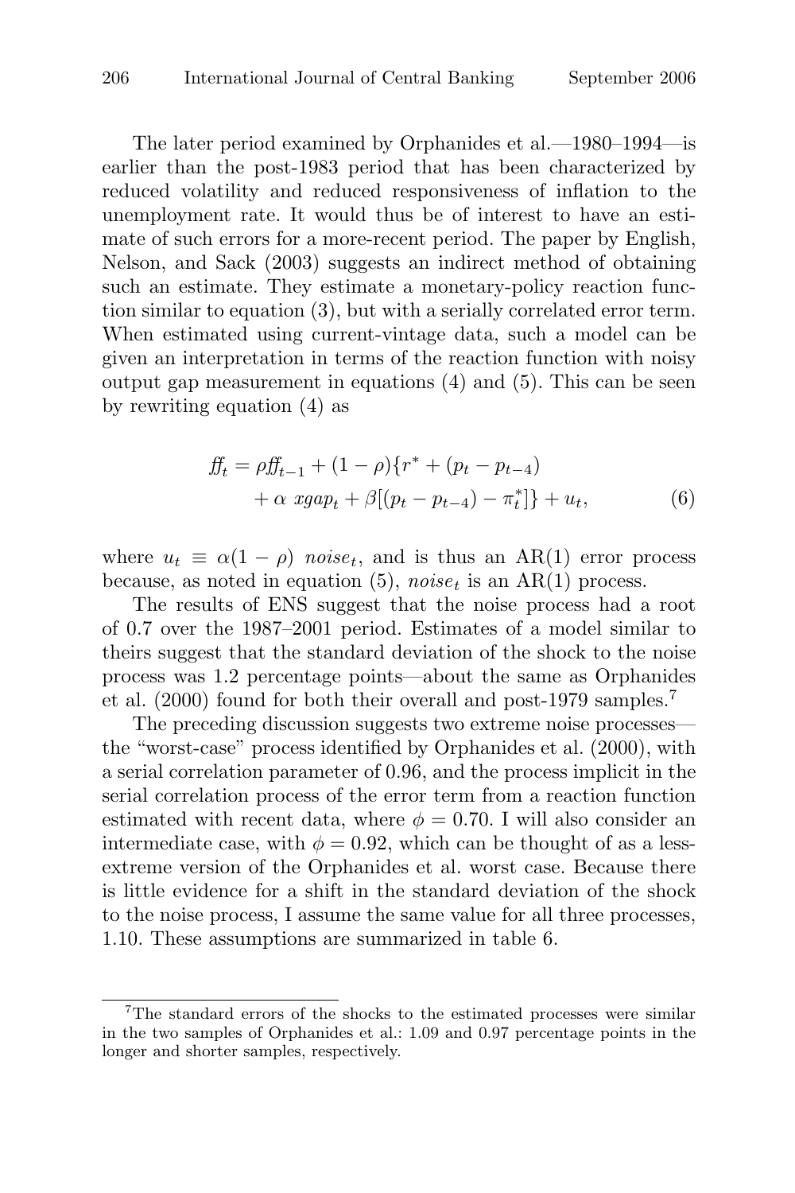The later period examined by Orphanides et al.—1980–1994—is earlier than the post-1983 period that has been characterized by reduced volatility and reduced responsiveness of inflation to the unemployment rate. It would thus be of interest to have an estimate of such errors for a more-recent period. The paper by English, Nelson, and Sack (2003) suggests an indirect method of obtaining such an estimate. They estimate a monetary-policy reaction function similar to equation (3), but with a serially correlated error term. When estimated using current-vintage data, such a model can be given an interpretation in terms of the reaction function with noisy output gap measurement in equations (4) and (5). This can be seen by rewriting equation (4) as

$$
\begin{aligned}
ff_t = \rho ff_{t-1} + (1-\rho)\{r^* + (p_t - p_{t-4}) \\
+ \alpha \ xgap_t + \beta[(p_t - p_{t-4}) - \pi_t^*]\} + u_t,
\end{aligned}
\tag{6}
$$

where $u_t \equiv \alpha(1-\rho) \ noise_t$, and is thus an AR(1) error process because, as noted in equation (5), $noise_t$ is an AR(1) process.

The results of ENS suggest that the noise process had a root of 0.7 over the 1987–2001 period. Estimates of a model similar to theirs suggest that the standard deviation of the shock to the noise process was 1.2 percentage points—about the same as Orphanides et al. (2000) found for both their overall and post-1979 samples.[7]

The preceding discussion suggests two extreme noise processes—the "worst-case" process identified by Orphanides et al. (2000), with a serial correlation parameter of 0.96, and the process implicit in the serial correlation process of the error term from a reaction function estimated with recent data, where $\phi = 0.70$. I will also consider an intermediate case, with $\phi = 0.92$, which can be thought of as a less-extreme version of the Orphanides et al. worst case. Because there is little evidence for a shift in the standard deviation of the shock to the noise process, I assume the same value for all three processes, 1.10. These assumptions are summarized in table 6.

[7] The standard errors of the shocks to the estimated processes were similar in the two samples of Orphanides et al.: 1.09 and 0.97 percentage points in the longer and shorter samples, respectively.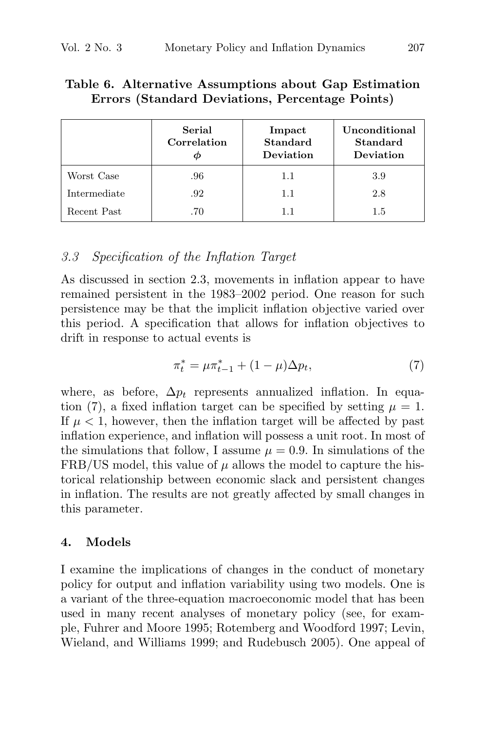**Table 6. Alternative Assumptions about Gap Estimation Errors (Standard Deviations, Percentage Points)**

| | Serial Correlation $\phi$ | Impact Standard Deviation | Unconditional Standard Deviation |
|---|---|---|---|
| Worst Case | .96 | 1.1 | 3.9 |
| Intermediate | .92 | 1.1 | 2.8 |
| Recent Past | .70 | 1.1 | 1.5 |

### *3.3 Specification of the Inflation Target*

As discussed in section 2.3, movements in inflation appear to have remained persistent in the 1983–2002 period. One reason for such persistence may be that the implicit inflation objective varied over this period. A specification that allows for inflation objectives to drift in response to actual events is

$$\pi_t^* = \mu \pi_{t-1}^* + (1 - \mu)\Delta p_t, \tag{7}$$

where, as before, $\Delta p_t$ represents annualized inflation. In equation (7), a fixed inflation target can be specified by setting $\mu = 1$. If $\mu < 1$, however, then the inflation target will be affected by past inflation experience, and inflation will possess a unit root. In most of the simulations that follow, I assume $\mu = 0.9$. In simulations of the FRB/US model, this value of $\mu$ allows the model to capture the historical relationship between economic slack and persistent changes in inflation. The results are not greatly affected by small changes in this parameter.

## 4. Models

I examine the implications of changes in the conduct of monetary policy for output and inflation variability using two models. One is a variant of the three-equation macroeconomic model that has been used in many recent analyses of monetary policy (see, for example, Fuhrer and Moore 1995; Rotemberg and Woodford 1997; Levin, Wieland, and Williams 1999; and Rudebusch 2005). One appeal of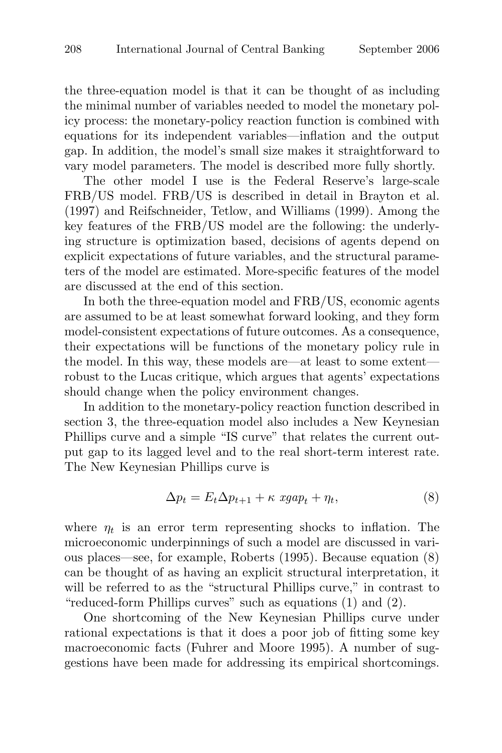the three-equation model is that it can be thought of as including the minimal number of variables needed to model the monetary policy process: the monetary-policy reaction function is combined with equations for its independent variables—inflation and the output gap. In addition, the model's small size makes it straightforward to vary model parameters. The model is described more fully shortly.

The other model I use is the Federal Reserve's large-scale FRB/US model. FRB/US is described in detail in Brayton et al. (1997) and Reifschneider, Tetlow, and Williams (1999). Among the key features of the FRB/US model are the following: the underlying structure is optimization based, decisions of agents depend on explicit expectations of future variables, and the structural parameters of the model are estimated. More-specific features of the model are discussed at the end of this section.

In both the three-equation model and FRB/US, economic agents are assumed to be at least somewhat forward looking, and they form model-consistent expectations of future outcomes. As a consequence, their expectations will be functions of the monetary policy rule in the model. In this way, these models are—at least to some extent—robust to the Lucas critique, which argues that agents' expectations should change when the policy environment changes.

In addition to the monetary-policy reaction function described in section 3, the three-equation model also includes a New Keynesian Phillips curve and a simple "IS curve" that relates the current output gap to its lagged level and to the real short-term interest rate. The New Keynesian Phillips curve is

$$\Delta p_t = E_t \Delta p_{t+1} + \kappa \; xgap_t + \eta_t, \tag{8}$$

where $\eta_t$ is an error term representing shocks to inflation. The microeconomic underpinnings of such a model are discussed in various places—see, for example, Roberts (1995). Because equation (8) can be thought of as having an explicit structural interpretation, it will be referred to as the "structural Phillips curve," in contrast to "reduced-form Phillips curves" such as equations (1) and (2).

One shortcoming of the New Keynesian Phillips curve under rational expectations is that it does a poor job of fitting some key macroeconomic facts (Fuhrer and Moore 1995). A number of suggestions have been made for addressing its empirical shortcomings.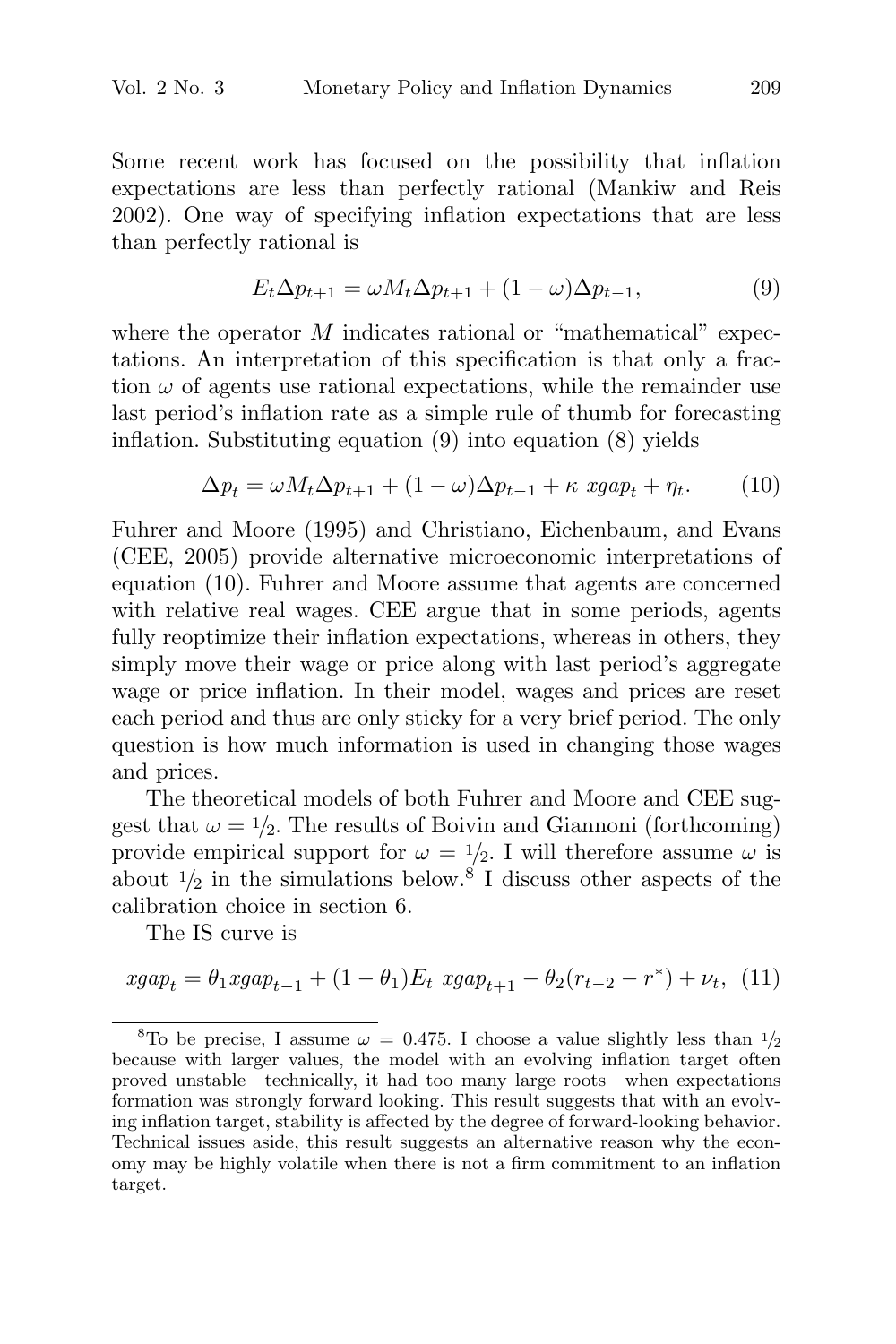Some recent work has focused on the possibility that inflation expectations are less than perfectly rational (Mankiw and Reis 2002). One way of specifying inflation expectations that are less than perfectly rational is

$$E_t \Delta p_{t+1} = \omega M_t \Delta p_{t+1} + (1 - \omega)\Delta p_{t-1}, \tag{9}$$

where the operator $M$ indicates rational or "mathematical" expectations. An interpretation of this specification is that only a fraction $\omega$ of agents use rational expectations, while the remainder use last period's inflation rate as a simple rule of thumb for forecasting inflation. Substituting equation (9) into equation (8) yields

$$\Delta p_t = \omega M_t \Delta p_{t+1} + (1 - \omega)\Delta p_{t-1} + \kappa \; xgap_t + \eta_t. \tag{10}$$

Fuhrer and Moore (1995) and Christiano, Eichenbaum, and Evans (CEE, 2005) provide alternative microeconomic interpretations of equation (10). Fuhrer and Moore assume that agents are concerned with relative real wages. CEE argue that in some periods, agents fully reoptimize their inflation expectations, whereas in others, they simply move their wage or price along with last period's aggregate wage or price inflation. In their model, wages and prices are reset each period and thus are only sticky for a very brief period. The only question is how much information is used in changing those wages and prices.

The theoretical models of both Fuhrer and Moore and CEE suggest that $\omega = 1/2$. The results of Boivin and Giannoni (forthcoming) provide empirical support for $\omega = 1/2$. I will therefore assume $\omega$ is about $1/2$ in the simulations below.[8] I discuss other aspects of the calibration choice in section 6.

The IS curve is

$$xgap_t = \theta_1 xgap_{t-1} + (1 - \theta_1)E_t \; xgap_{t+1} - \theta_2(r_{t-2} - r^*) + \nu_t, \tag{11}$$

[8] To be precise, I assume $\omega = 0.475$. I choose a value slightly less than $1/2$ because with larger values, the model with an evolving inflation target often proved unstable—technically, it had too many large roots—when expectations formation was strongly forward looking. This result suggests that with an evolving inflation target, stability is affected by the degree of forward-looking behavior. Technical issues aside, this result suggests an alternative reason why the economy may be highly volatile when there is not a firm commitment to an inflation target.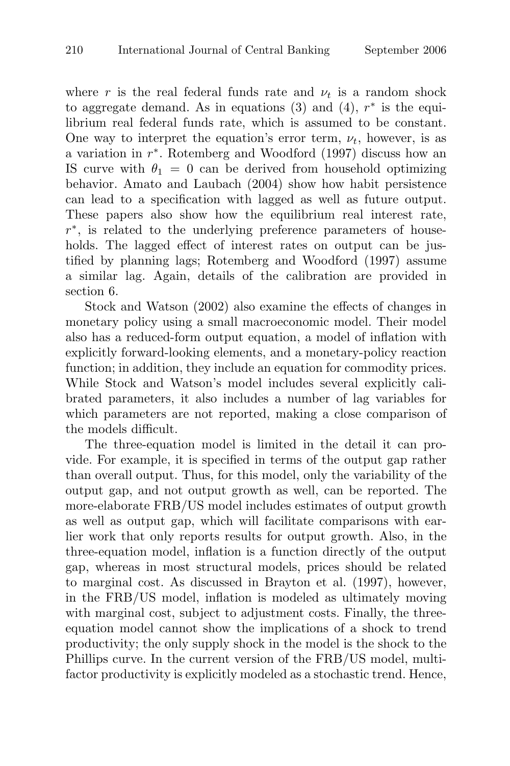where $r$ is the real federal funds rate and $\nu_t$ is a random shock to aggregate demand. As in equations (3) and (4), $r^*$ is the equilibrium real federal funds rate, which is assumed to be constant. One way to interpret the equation's error term, $\nu_t$, however, is as a variation in $r^*$. Rotemberg and Woodford (1997) discuss how an IS curve with $\theta_1 = 0$ can be derived from household optimizing behavior. Amato and Laubach (2004) show how habit persistence can lead to a specification with lagged as well as future output. These papers also show how the equilibrium real interest rate, $r^*$, is related to the underlying preference parameters of households. The lagged effect of interest rates on output can be justified by planning lags; Rotemberg and Woodford (1997) assume a similar lag. Again, details of the calibration are provided in section 6.

Stock and Watson (2002) also examine the effects of changes in monetary policy using a small macroeconomic model. Their model also has a reduced-form output equation, a model of inflation with explicitly forward-looking elements, and a monetary-policy reaction function; in addition, they include an equation for commodity prices. While Stock and Watson's model includes several explicitly calibrated parameters, it also includes a number of lag variables for which parameters are not reported, making a close comparison of the models difficult.

The three-equation model is limited in the detail it can provide. For example, it is specified in terms of the output gap rather than overall output. Thus, for this model, only the variability of the output gap, and not output growth as well, can be reported. The more-elaborate FRB/US model includes estimates of output growth as well as output gap, which will facilitate comparisons with earlier work that only reports results for output growth. Also, in the three-equation model, inflation is a function directly of the output gap, whereas in most structural models, prices should be related to marginal cost. As discussed in Brayton et al. (1997), however, in the FRB/US model, inflation is modeled as ultimately moving with marginal cost, subject to adjustment costs. Finally, the three-equation model cannot show the implications of a shock to trend productivity; the only supply shock in the model is the shock to the Phillips curve. In the current version of the FRB/US model, multifactor productivity is explicitly modeled as a stochastic trend. Hence,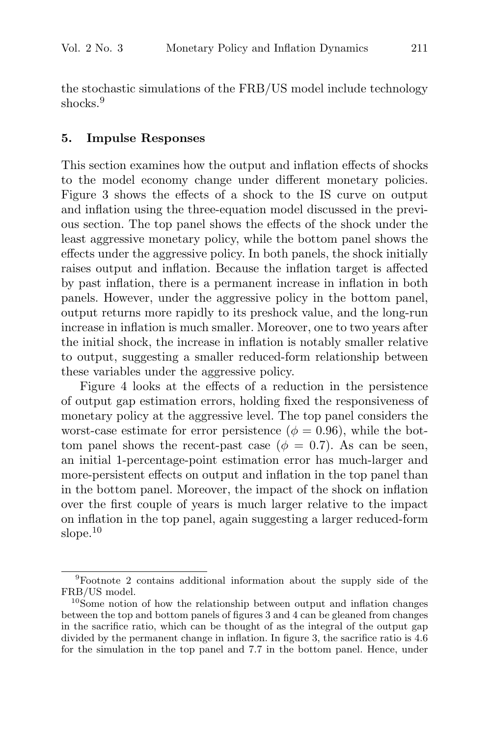the stochastic simulations of the FRB/US model include technology shocks.[9]

## 5. Impulse Responses

This section examines how the output and inflation effects of shocks to the model economy change under different monetary policies. Figure 3 shows the effects of a shock to the IS curve on output and inflation using the three-equation model discussed in the previous section. The top panel shows the effects of the shock under the least aggressive monetary policy, while the bottom panel shows the effects under the aggressive policy. In both panels, the shock initially raises output and inflation. Because the inflation target is affected by past inflation, there is a permanent increase in inflation in both panels. However, under the aggressive policy in the bottom panel, output returns more rapidly to its preshock value, and the long-run increase in inflation is much smaller. Moreover, one to two years after the initial shock, the increase in inflation is notably smaller relative to output, suggesting a smaller reduced-form relationship between these variables under the aggressive policy.

Figure 4 looks at the effects of a reduction in the persistence of output gap estimation errors, holding fixed the responsiveness of monetary policy at the aggressive level. The top panel considers the worst-case estimate for error persistence ($\phi = 0.96$), while the bottom panel shows the recent-past case ($\phi = 0.7$). As can be seen, an initial 1-percentage-point estimation error has much-larger and more-persistent effects on output and inflation in the top panel than in the bottom panel. Moreover, the impact of the shock on inflation over the first couple of years is much larger relative to the impact on inflation in the top panel, again suggesting a larger reduced-form slope.[10]

---

[9] Footnote 2 contains additional information about the supply side of the FRB/US model.

[10] Some notion of how the relationship between output and inflation changes between the top and bottom panels of figures 3 and 4 can be gleaned from changes in the sacrifice ratio, which can be thought of as the integral of the output gap divided by the permanent change in inflation. In figure 3, the sacrifice ratio is 4.6 for the simulation in the top panel and 7.7 in the bottom panel. Hence, under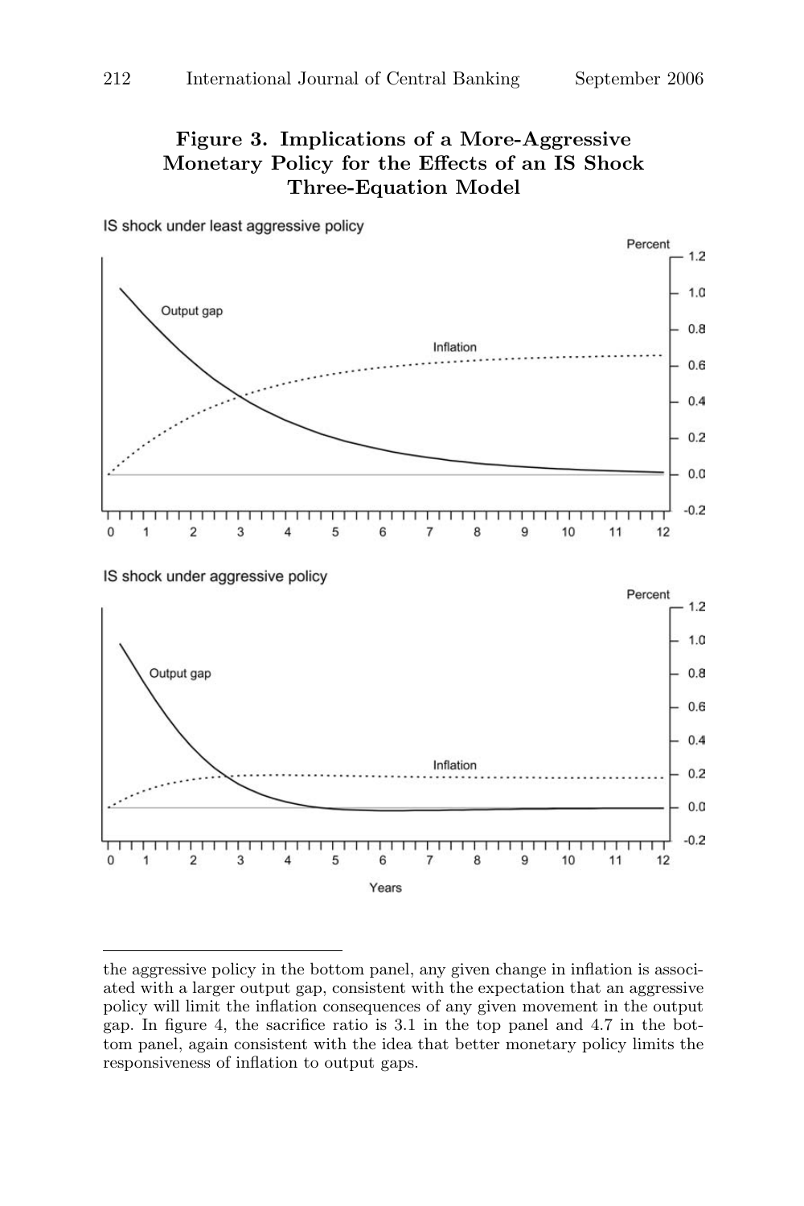**Figure 3. Implications of a More-Aggressive Monetary Policy for the Effects of an IS Shock Three-Equation Model**

IS shock under least aggressive policy

IS shock under aggressive policy

---

the aggressive policy in the bottom panel, any given change in inflation is associated with a larger output gap, consistent with the expectation that an aggressive policy will limit the inflation consequences of any given movement in the output gap. In figure 4, the sacrifice ratio is 3.1 in the top panel and 4.7 in the bottom panel, again consistent with the idea that better monetary policy limits the responsiveness of inflation to output gaps.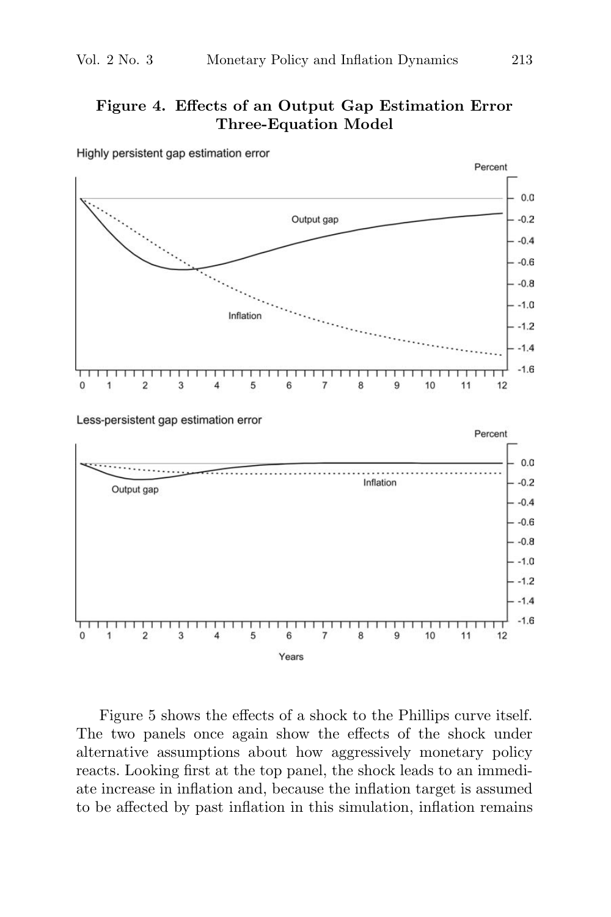**Figure 4. Effects of an Output Gap Estimation Error Three-Equation Model**

Figure 5 shows the effects of a shock to the Phillips curve itself. The two panels once again show the effects of the shock under alternative assumptions about how aggressively monetary policy reacts. Looking first at the top panel, the shock leads to an immediate increase in inflation and, because the inflation target is assumed to be affected by past inflation in this simulation, inflation remains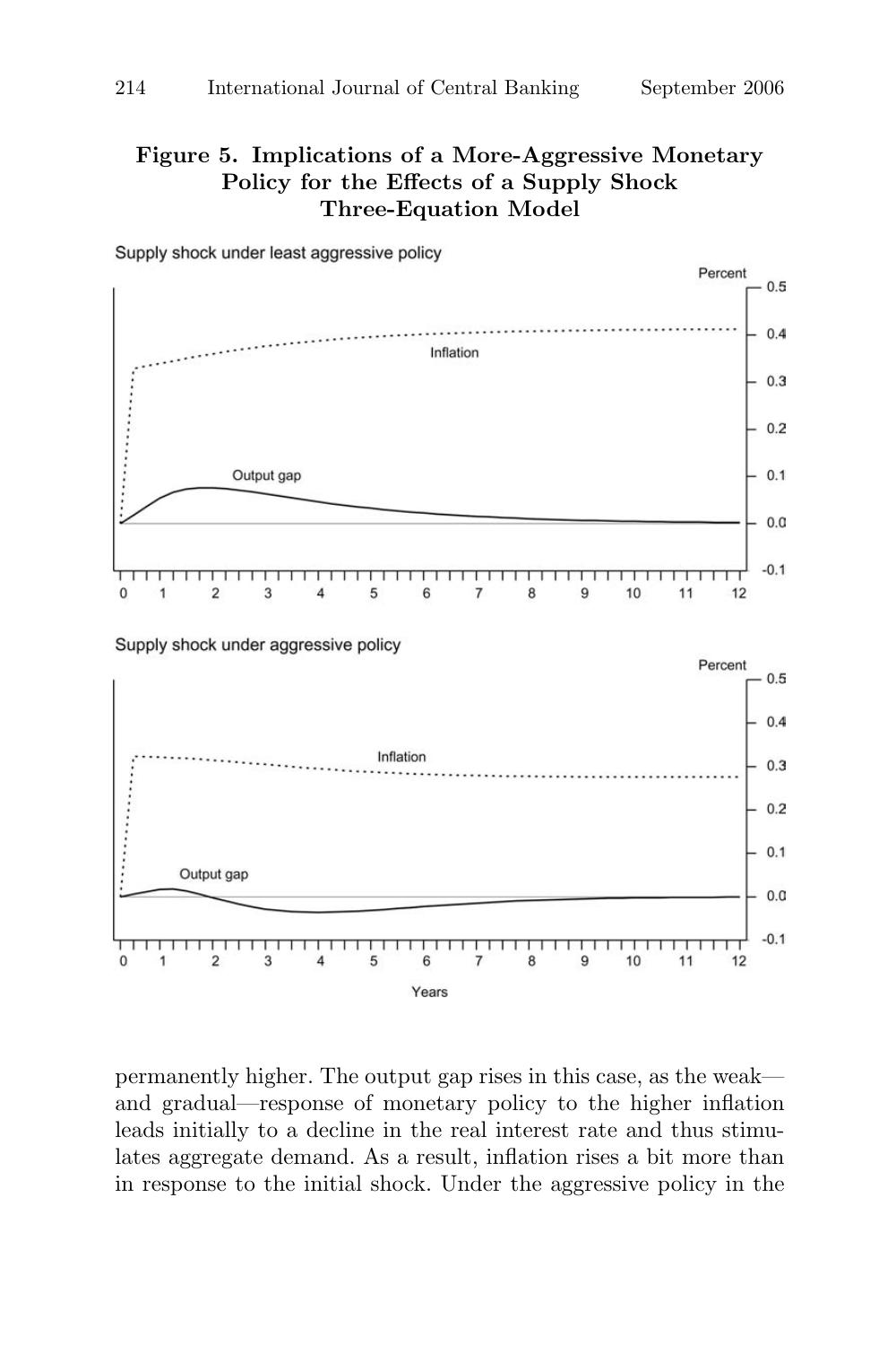**Figure 5. Implications of a More-Aggressive Monetary Policy for the Effects of a Supply Shock Three-Equation Model**

permanently higher. The output gap rises in this case, as the weak—and gradual—response of monetary policy to the higher inflation leads initially to a decline in the real interest rate and thus stimulates aggregate demand. As a result, inflation rises a bit more than in response to the initial shock. Under the aggressive policy in the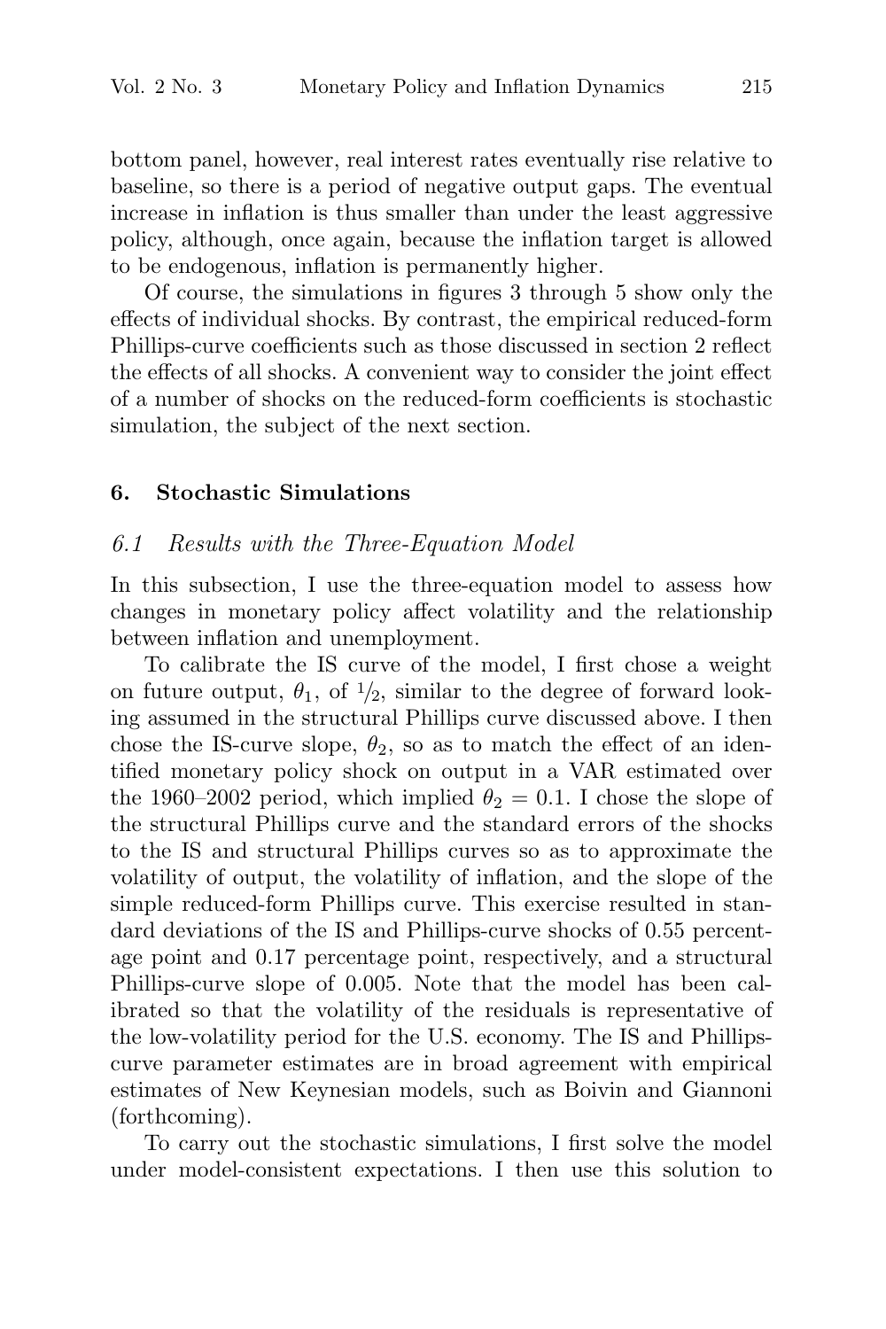bottom panel, however, real interest rates eventually rise relative to baseline, so there is a period of negative output gaps. The eventual increase in inflation is thus smaller than under the least aggressive policy, although, once again, because the inflation target is allowed to be endogenous, inflation is permanently higher.

Of course, the simulations in figures 3 through 5 show only the effects of individual shocks. By contrast, the empirical reduced-form Phillips-curve coefficients such as those discussed in section 2 reflect the effects of all shocks. A convenient way to consider the joint effect of a number of shocks on the reduced-form coefficients is stochastic simulation, the subject of the next section.

## 6. Stochastic Simulations

### *6.1 Results with the Three-Equation Model*

In this subsection, I use the three-equation model to assess how changes in monetary policy affect volatility and the relationship between inflation and unemployment.

To calibrate the IS curve of the model, I first chose a weight on future output, $\theta_1$, of $1/2$, similar to the degree of forward looking assumed in the structural Phillips curve discussed above. I then chose the IS-curve slope, $\theta_2$, so as to match the effect of an identified monetary policy shock on output in a VAR estimated over the 1960–2002 period, which implied $\theta_2 = 0.1$. I chose the slope of the structural Phillips curve and the standard errors of the shocks to the IS and structural Phillips curves so as to approximate the volatility of output, the volatility of inflation, and the slope of the simple reduced-form Phillips curve. This exercise resulted in standard deviations of the IS and Phillips-curve shocks of 0.55 percentage point and 0.17 percentage point, respectively, and a structural Phillips-curve slope of 0.005. Note that the model has been calibrated so that the volatility of the residuals is representative of the low-volatility period for the U.S. economy. The IS and Phillips-curve parameter estimates are in broad agreement with empirical estimates of New Keynesian models, such as Boivin and Giannoni (forthcoming).

To carry out the stochastic simulations, I first solve the model under model-consistent expectations. I then use this solution to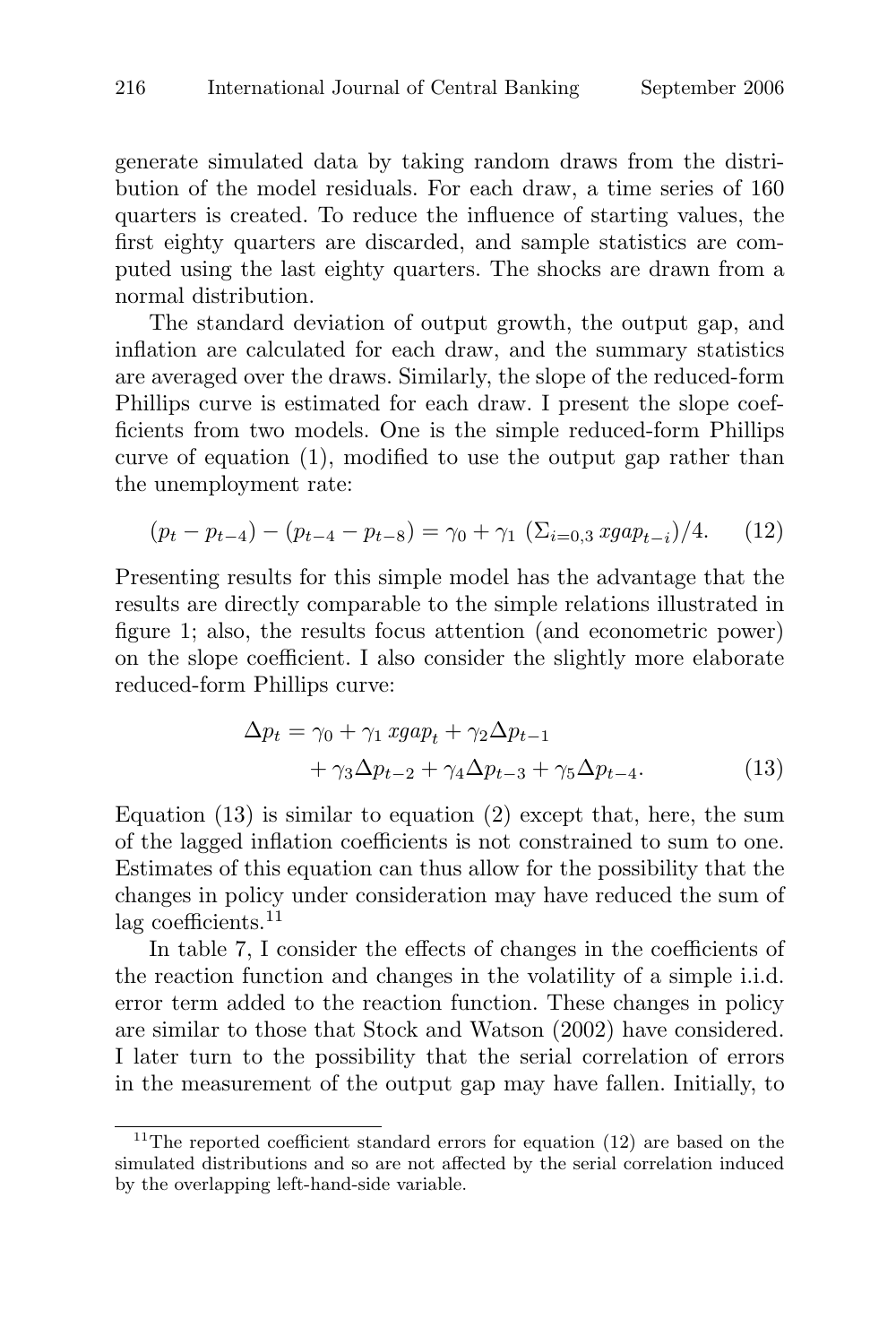generate simulated data by taking random draws from the distribution of the model residuals. For each draw, a time series of 160 quarters is created. To reduce the influence of starting values, the first eighty quarters are discarded, and sample statistics are computed using the last eighty quarters. The shocks are drawn from a normal distribution.

The standard deviation of output growth, the output gap, and inflation are calculated for each draw, and the summary statistics are averaged over the draws. Similarly, the slope of the reduced-form Phillips curve is estimated for each draw. I present the slope coefficients from two models. One is the simple reduced-form Phillips curve of equation (1), modified to use the output gap rather than the unemployment rate:

$$(p_t - p_{t-4}) - (p_{t-4} - p_{t-8}) = \gamma_0 + \gamma_1 \ (\Sigma_{i=0,3} \, xgap_{t-i})/4. \qquad (12)$$

Presenting results for this simple model has the advantage that the results are directly comparable to the simple relations illustrated in figure 1; also, the results focus attention (and econometric power) on the slope coefficient. I also consider the slightly more elaborate reduced-form Phillips curve:

$$\begin{aligned} \Delta p_t = \gamma_0 + \gamma_1 \, xgap_t + \gamma_2 \Delta p_{t-1} \\ + \gamma_3 \Delta p_{t-2} + \gamma_4 \Delta p_{t-3} + \gamma_5 \Delta p_{t-4}. \end{aligned} \qquad (13)$$

Equation (13) is similar to equation (2) except that, here, the sum of the lagged inflation coefficients is not constrained to sum to one. Estimates of this equation can thus allow for the possibility that the changes in policy under consideration may have reduced the sum of lag coefficients.[11]

In table 7, I consider the effects of changes in the coefficients of the reaction function and changes in the volatility of a simple i.i.d. error term added to the reaction function. These changes in policy are similar to those that Stock and Watson (2002) have considered. I later turn to the possibility that the serial correlation of errors in the measurement of the output gap may have fallen. Initially, to

[11] The reported coefficient standard errors for equation (12) are based on the simulated distributions and so are not affected by the serial correlation induced by the overlapping left-hand-side variable.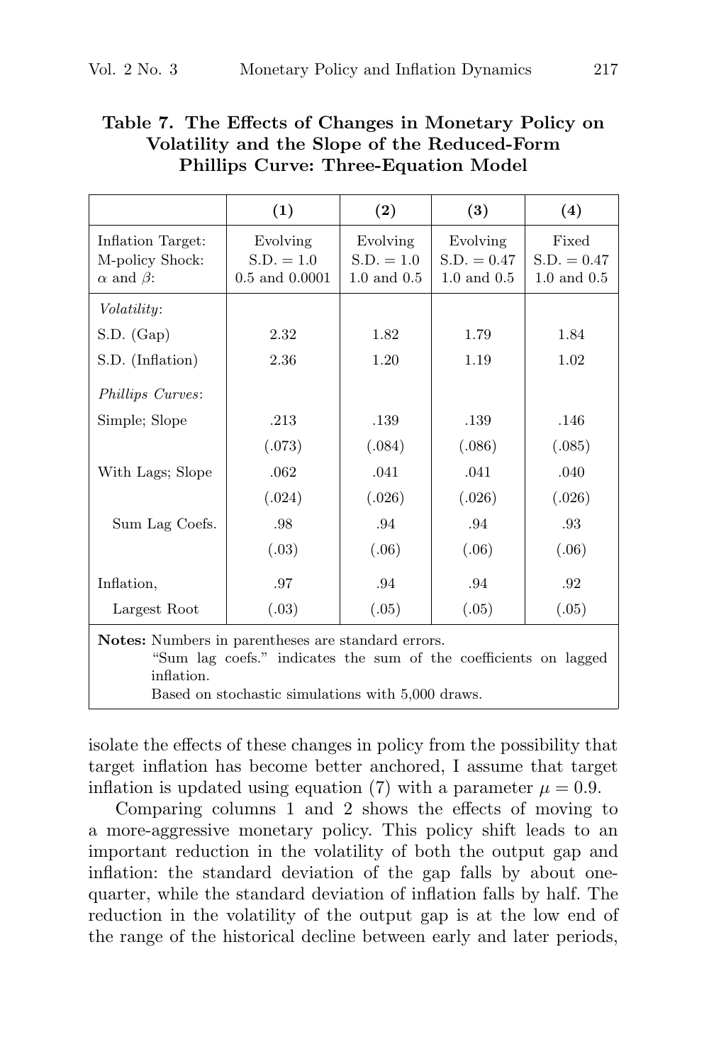**Table 7. The Effects of Changes in Monetary Policy on Volatility and the Slope of the Reduced-Form Phillips Curve: Three-Equation Model**

| | (1) | (2) | (3) | (4) |
|---|---|---|---|---|
| Inflation Target: | Evolving | Evolving | Evolving | Fixed |
| M-policy Shock: | S.D. = 1.0 | S.D. = 1.0 | S.D. = 0.47 | S.D. = 0.47 |
| $\alpha$ and $\beta$: | 0.5 and 0.0001 | 1.0 and 0.5 | 1.0 and 0.5 | 1.0 and 0.5 |
| *Volatility*: | | | | |
| S.D. (Gap) | 2.32 | 1.82 | 1.79 | 1.84 |
| S.D. (Inflation) | 2.36 | 1.20 | 1.19 | 1.02 |
| *Phillips Curves*: | | | | |
| Simple; Slope | .213 | .139 | .139 | .146 |
| | (.073) | (.084) | (.086) | (.085) |
| With Lags; Slope | .062 | .041 | .041 | .040 |
| | (.024) | (.026) | (.026) | (.026) |
| Sum Lag Coefs. | .98 | .94 | .94 | .93 |
| | (.03) | (.06) | (.06) | (.06) |
| Inflation, | .97 | .94 | .94 | .92 |
| Largest Root | (.03) | (.05) | (.05) | (.05) |

**Notes:** Numbers in parentheses are standard errors.
"Sum lag coefs." indicates the sum of the coefficients on lagged inflation.
Based on stochastic simulations with 5,000 draws.

isolate the effects of these changes in policy from the possibility that target inflation has become better anchored, I assume that target inflation is updated using equation (7) with a parameter $\mu = 0.9$.

Comparing columns 1 and 2 shows the effects of moving to a more-aggressive monetary policy. This policy shift leads to an important reduction in the volatility of both the output gap and inflation: the standard deviation of the gap falls by about one-quarter, while the standard deviation of inflation falls by half. The reduction in the volatility of the output gap is at the low end of the range of the historical decline between early and later periods,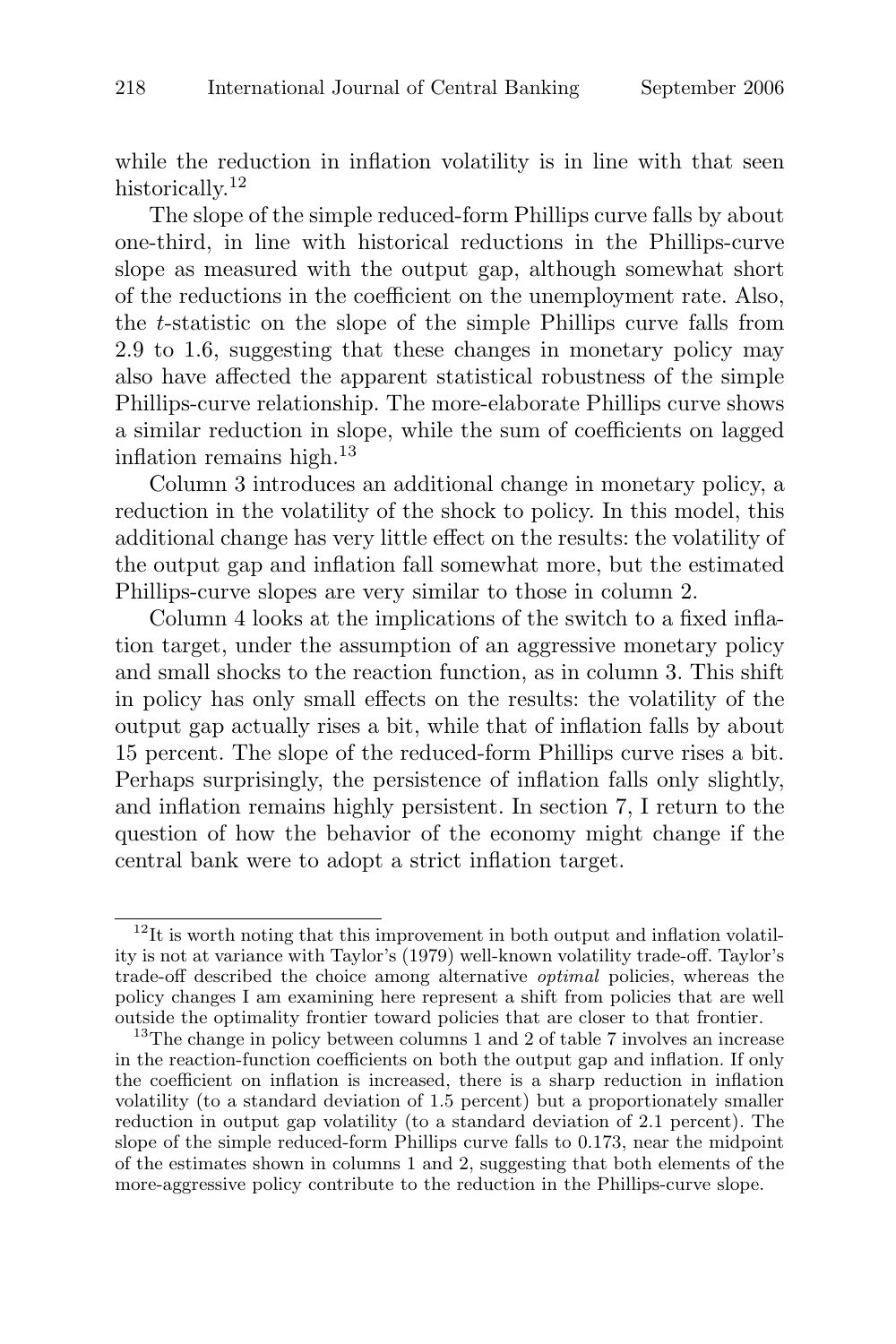while the reduction in inflation volatility is in line with that seen historically.[12]

The slope of the simple reduced-form Phillips curve falls by about one-third, in line with historical reductions in the Phillips-curve slope as measured with the output gap, although somewhat short of the reductions in the coefficient on the unemployment rate. Also, the $t$-statistic on the slope of the simple Phillips curve falls from 2.9 to 1.6, suggesting that these changes in monetary policy may also have affected the apparent statistical robustness of the simple Phillips-curve relationship. The more-elaborate Phillips curve shows a similar reduction in slope, while the sum of coefficients on lagged inflation remains high.[13]

Column 3 introduces an additional change in monetary policy, a reduction in the volatility of the shock to policy. In this model, this additional change has very little effect on the results: the volatility of the output gap and inflation fall somewhat more, but the estimated Phillips-curve slopes are very similar to those in column 2.

Column 4 looks at the implications of the switch to a fixed inflation target, under the assumption of an aggressive monetary policy and small shocks to the reaction function, as in column 3. This shift in policy has only small effects on the results: the volatility of the output gap actually rises a bit, while that of inflation falls by about 15 percent. The slope of the reduced-form Phillips curve rises a bit. Perhaps surprisingly, the persistence of inflation falls only slightly, and inflation remains highly persistent. In section 7, I return to the question of how the behavior of the economy might change if the central bank were to adopt a strict inflation target.

[12] It is worth noting that this improvement in both output and inflation volatility is not at variance with Taylor's (1979) well-known volatility trade-off. Taylor's trade-off described the choice among alternative *optimal* policies, whereas the policy changes I am examining here represent a shift from policies that are well outside the optimality frontier toward policies that are closer to that frontier.

[13] The change in policy between columns 1 and 2 of table 7 involves an increase in the reaction-function coefficients on both the output gap and inflation. If only the coefficient on inflation is increased, there is a sharp reduction in inflation volatility (to a standard deviation of 1.5 percent) but a proportionately smaller reduction in output gap volatility (to a standard deviation of 2.1 percent). The slope of the simple reduced-form Phillips curve falls to 0.173, near the midpoint of the estimates shown in columns 1 and 2, suggesting that both elements of the more-aggressive policy contribute to the reduction in the Phillips-curve slope.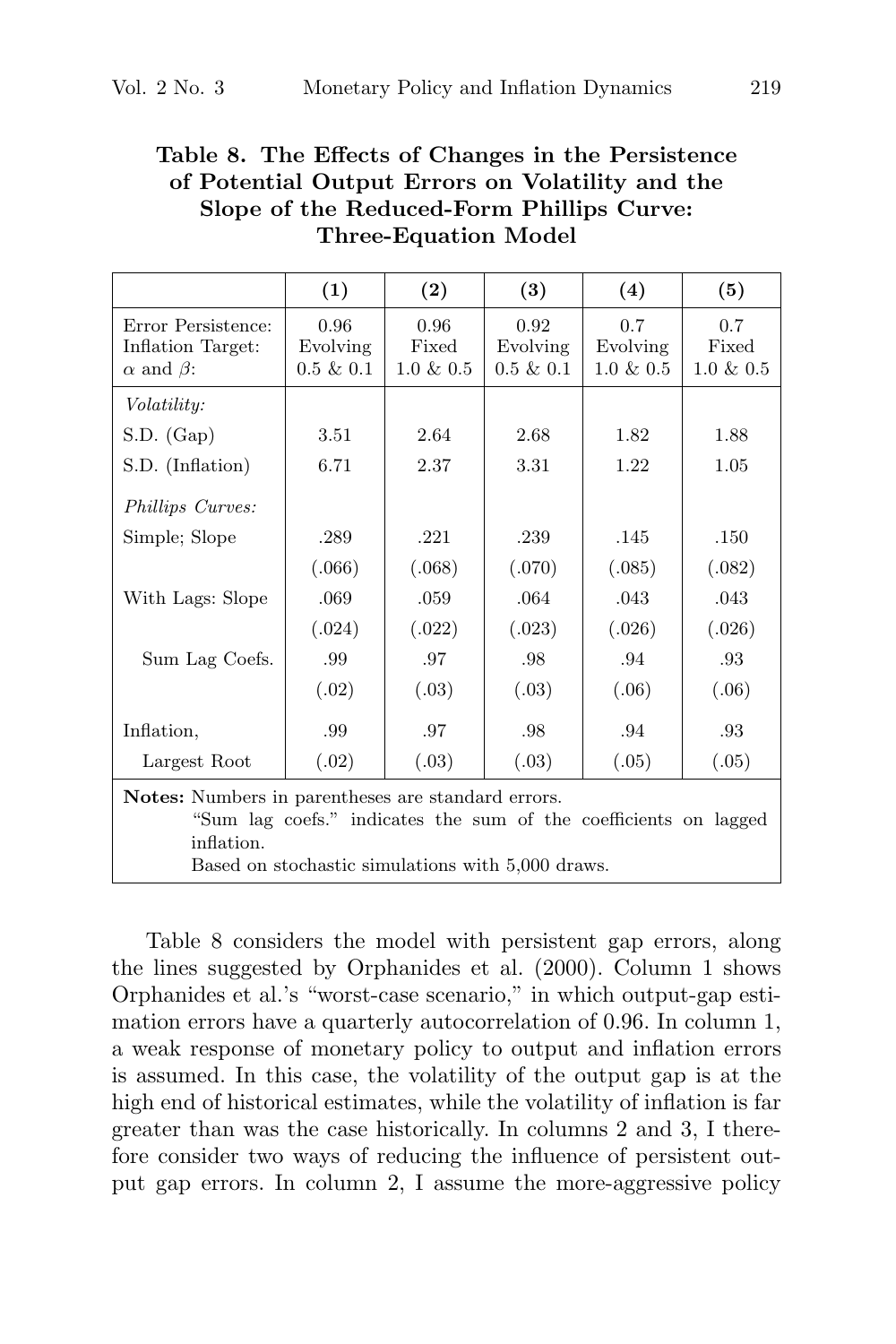**Table 8. The Effects of Changes in the Persistence of Potential Output Errors on Volatility and the Slope of the Reduced-Form Phillips Curve: Three-Equation Model**

| | (1) | (2) | (3) | (4) | (5) |
|---|---|---|---|---|---|
| Error Persistence: | 0.96 | 0.96 | 0.92 | 0.7 | 0.7 |
| Inflation Target: | Evolving | Fixed | Evolving | Evolving | Fixed |
| $\alpha$ and $\beta$: | 0.5 & 0.1 | 1.0 & 0.5 | 0.5 & 0.1 | 1.0 & 0.5 | 1.0 & 0.5 |
| *Volatility:* | | | | | |
| S.D. (Gap) | 3.51 | 2.64 | 2.68 | 1.82 | 1.88 |
| S.D. (Inflation) | 6.71 | 2.37 | 3.31 | 1.22 | 1.05 |
| *Phillips Curves:* | | | | | |
| Simple; Slope | .289 | .221 | .239 | .145 | .150 |
| | (.066) | (.068) | (.070) | (.085) | (.082) |
| With Lags: Slope | .069 | .059 | .064 | .043 | .043 |
| | (.024) | (.022) | (.023) | (.026) | (.026) |
| Sum Lag Coefs. | .99 | .97 | .98 | .94 | .93 |
| | (.02) | (.03) | (.03) | (.06) | (.06) |
| Inflation, | .99 | .97 | .98 | .94 | .93 |
| Largest Root | (.02) | (.03) | (.03) | (.05) | (.05) |

**Notes:** Numbers in parentheses are standard errors.
"Sum lag coefs." indicates the sum of the coefficients on lagged inflation.
Based on stochastic simulations with 5,000 draws.

Table 8 considers the model with persistent gap errors, along the lines suggested by Orphanides et al. (2000). Column 1 shows Orphanides et al.'s "worst-case scenario," in which output-gap estimation errors have a quarterly autocorrelation of 0.96. In column 1, a weak response of monetary policy to output and inflation errors is assumed. In this case, the volatility of the output gap is at the high end of historical estimates, while the volatility of inflation is far greater than was the case historically. In columns 2 and 3, I therefore consider two ways of reducing the influence of persistent output gap errors. In column 2, I assume the more-aggressive policy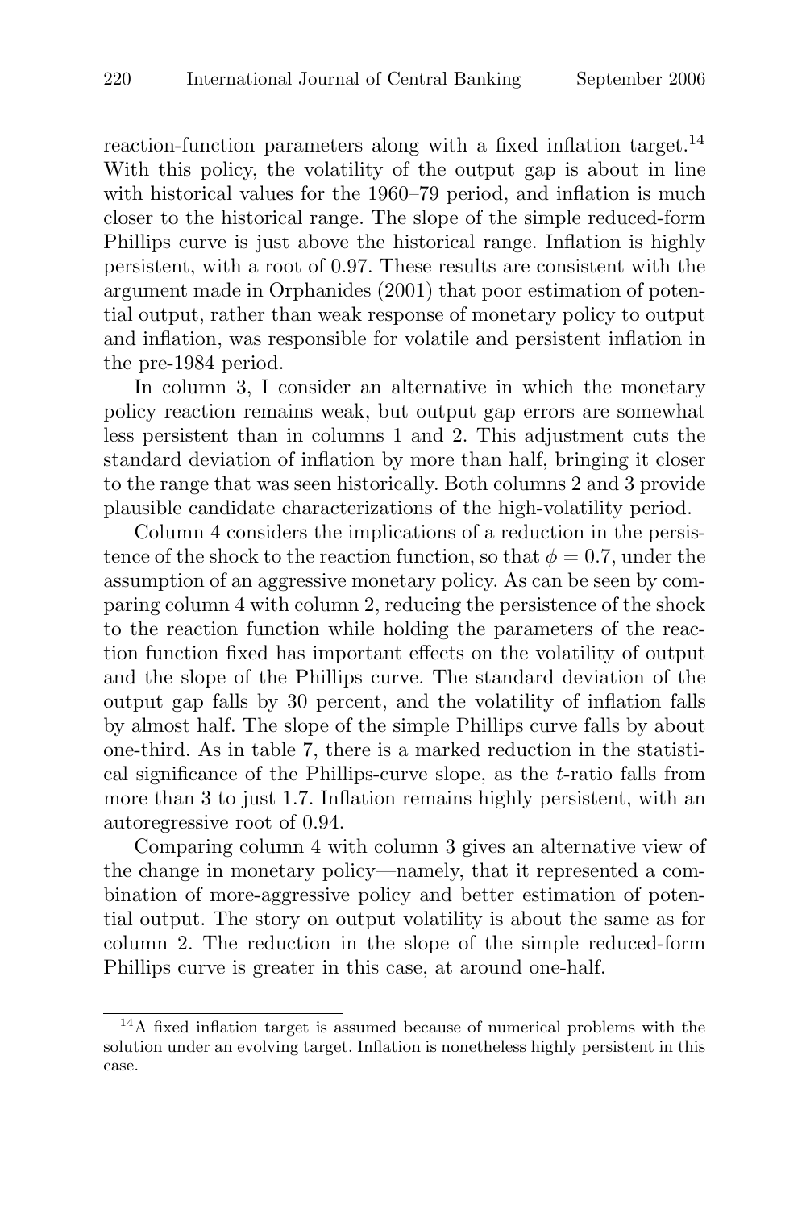reaction-function parameters along with a fixed inflation target.[14] With this policy, the volatility of the output gap is about in line with historical values for the 1960–79 period, and inflation is much closer to the historical range. The slope of the simple reduced-form Phillips curve is just above the historical range. Inflation is highly persistent, with a root of 0.97. These results are consistent with the argument made in Orphanides (2001) that poor estimation of potential output, rather than weak response of monetary policy to output and inflation, was responsible for volatile and persistent inflation in the pre-1984 period.

In column 3, I consider an alternative in which the monetary policy reaction remains weak, but output gap errors are somewhat less persistent than in columns 1 and 2. This adjustment cuts the standard deviation of inflation by more than half, bringing it closer to the range that was seen historically. Both columns 2 and 3 provide plausible candidate characterizations of the high-volatility period.

Column 4 considers the implications of a reduction in the persistence of the shock to the reaction function, so that $\phi = 0.7$, under the assumption of an aggressive monetary policy. As can be seen by comparing column 4 with column 2, reducing the persistence of the shock to the reaction function while holding the parameters of the reaction function fixed has important effects on the volatility of output and the slope of the Phillips curve. The standard deviation of the output gap falls by 30 percent, and the volatility of inflation falls by almost half. The slope of the simple Phillips curve falls by about one-third. As in table 7, there is a marked reduction in the statistical significance of the Phillips-curve slope, as the $t$-ratio falls from more than 3 to just 1.7. Inflation remains highly persistent, with an autoregressive root of 0.94.

Comparing column 4 with column 3 gives an alternative view of the change in monetary policy—namely, that it represented a combination of more-aggressive policy and better estimation of potential output. The story on output volatility is about the same as for column 2. The reduction in the slope of the simple reduced-form Phillips curve is greater in this case, at around one-half.

[14] A fixed inflation target is assumed because of numerical problems with the solution under an evolving target. Inflation is nonetheless highly persistent in this case.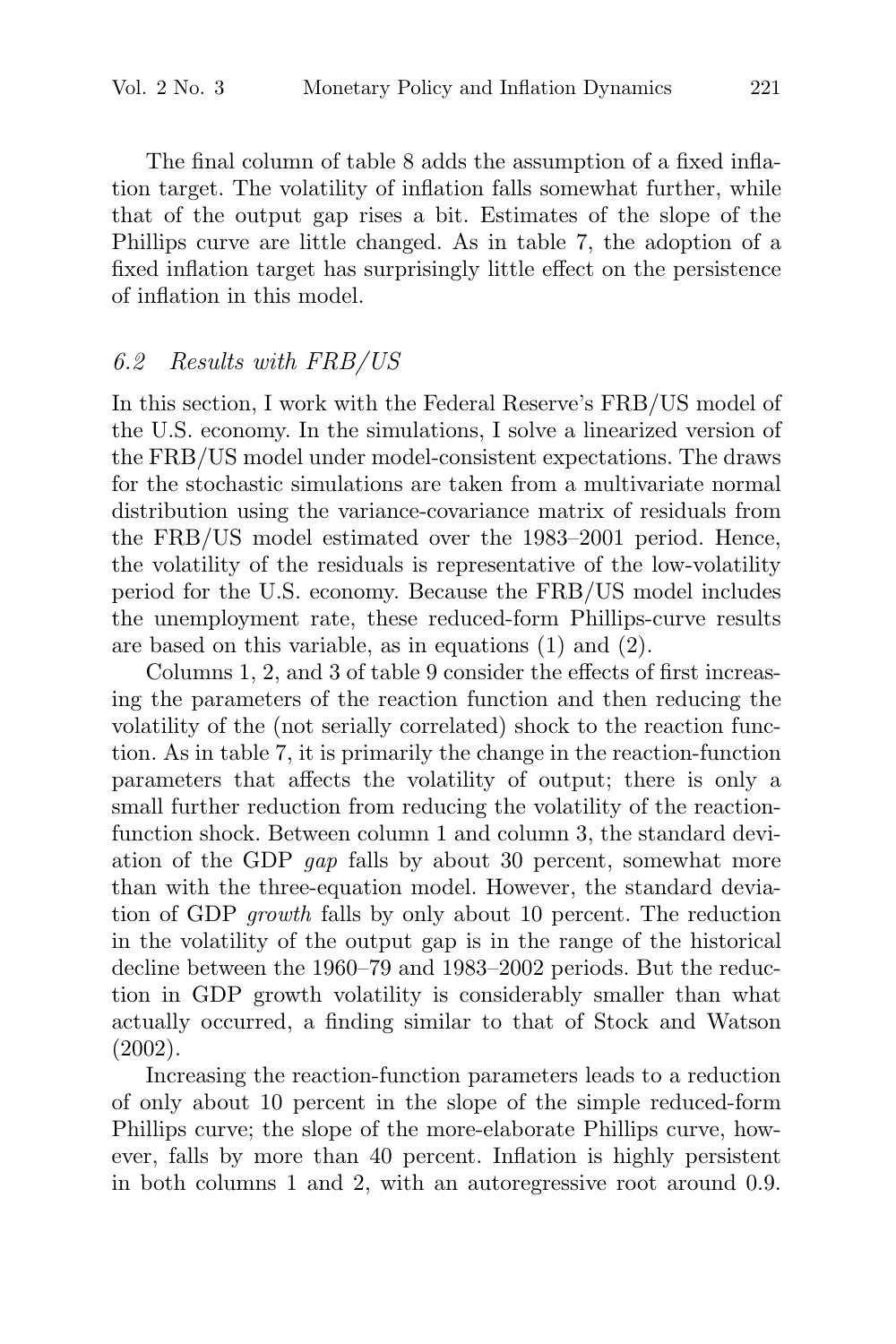The final column of table 8 adds the assumption of a fixed inflation target. The volatility of inflation falls somewhat further, while that of the output gap rises a bit. Estimates of the slope of the Phillips curve are little changed. As in table 7, the adoption of a fixed inflation target has surprisingly little effect on the persistence of inflation in this model.

### *6.2 Results with FRB/US*

In this section, I work with the Federal Reserve's FRB/US model of the U.S. economy. In the simulations, I solve a linearized version of the FRB/US model under model-consistent expectations. The draws for the stochastic simulations are taken from a multivariate normal distribution using the variance-covariance matrix of residuals from the FRB/US model estimated over the 1983–2001 period. Hence, the volatility of the residuals is representative of the low-volatility period for the U.S. economy. Because the FRB/US model includes the unemployment rate, these reduced-form Phillips-curve results are based on this variable, as in equations (1) and (2).

Columns 1, 2, and 3 of table 9 consider the effects of first increasing the parameters of the reaction function and then reducing the volatility of the (not serially correlated) shock to the reaction function. As in table 7, it is primarily the change in the reaction-function parameters that affects the volatility of output; there is only a small further reduction from reducing the volatility of the reaction-function shock. Between column 1 and column 3, the standard deviation of the GDP *gap* falls by about 30 percent, somewhat more than with the three-equation model. However, the standard deviation of GDP *growth* falls by only about 10 percent. The reduction in the volatility of the output gap is in the range of the historical decline between the 1960–79 and 1983–2002 periods. But the reduction in GDP growth volatility is considerably smaller than what actually occurred, a finding similar to that of Stock and Watson (2002).

Increasing the reaction-function parameters leads to a reduction of only about 10 percent in the slope of the simple reduced-form Phillips curve; the slope of the more-elaborate Phillips curve, however, falls by more than 40 percent. Inflation is highly persistent in both columns 1 and 2, with an autoregressive root around 0.9.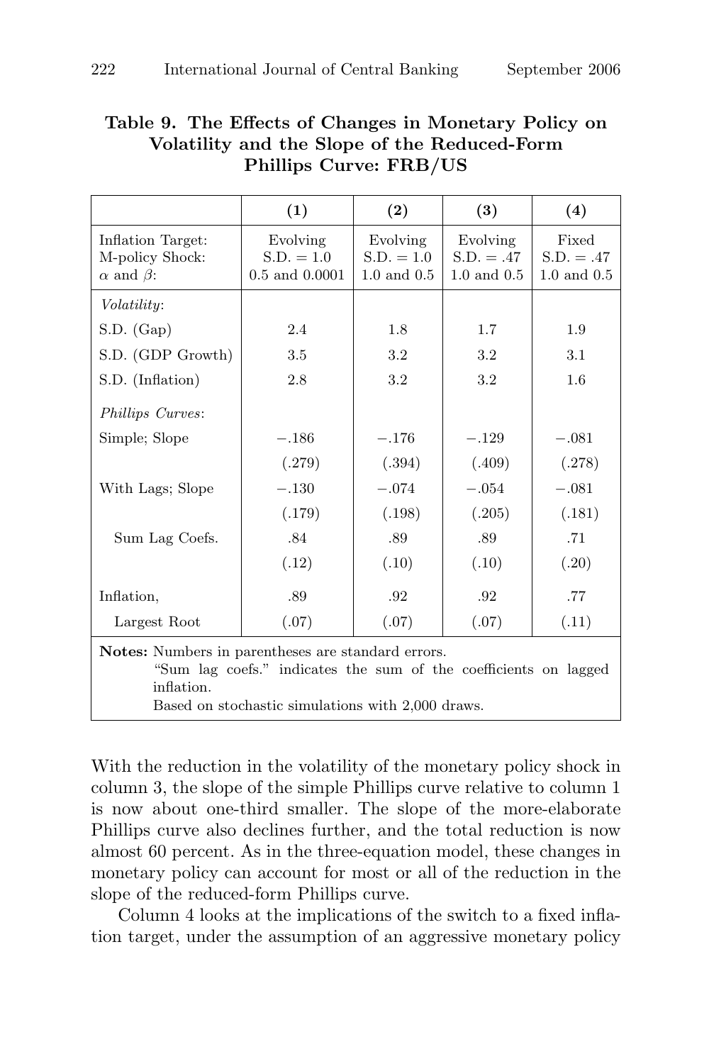**Table 9. The Effects of Changes in Monetary Policy on Volatility and the Slope of the Reduced-Form Phillips Curve: FRB/US**

| | (1) | (2) | (3) | (4) |
|---|---|---|---|---|
| Inflation Target:<br>M-policy Shock:<br>$\alpha$ and $\beta$: | Evolving<br>S.D. = 1.0<br>0.5 and 0.0001 | Evolving<br>S.D. = 1.0<br>1.0 and 0.5 | Evolving<br>S.D. = .47<br>1.0 and 0.5 | Fixed<br>S.D. = .47<br>1.0 and 0.5 |
| *Volatility*: | | | | |
| S.D. (Gap) | 2.4 | 1.8 | 1.7 | 1.9 |
| S.D. (GDP Growth) | 3.5 | 3.2 | 3.2 | 3.1 |
| S.D. (Inflation) | 2.8 | 3.2 | 3.2 | 1.6 |
| *Phillips Curves*: | | | | |
| Simple; Slope | −.186 | −.176 | −.129 | −.081 |
| | (.279) | (.394) | (.409) | (.278) |
| With Lags; Slope | −.130 | −.074 | −.054 | −.081 |
| | (.179) | (.198) | (.205) | (.181) |
| Sum Lag Coefs. | .84 | .89 | .89 | .71 |
| | (.12) | (.10) | (.10) | (.20) |
| Inflation, | .89 | .92 | .92 | .77 |
| Largest Root | (.07) | (.07) | (.07) | (.11) |

**Notes:** Numbers in parentheses are standard errors.
"Sum lag coefs." indicates the sum of the coefficients on lagged inflation.
Based on stochastic simulations with 2,000 draws.

With the reduction in the volatility of the monetary policy shock in column 3, the slope of the simple Phillips curve relative to column 1 is now about one-third smaller. The slope of the more-elaborate Phillips curve also declines further, and the total reduction is now almost 60 percent. As in the three-equation model, these changes in monetary policy can account for most or all of the reduction in the slope of the reduced-form Phillips curve.

Column 4 looks at the implications of the switch to a fixed inflation target, under the assumption of an aggressive monetary policy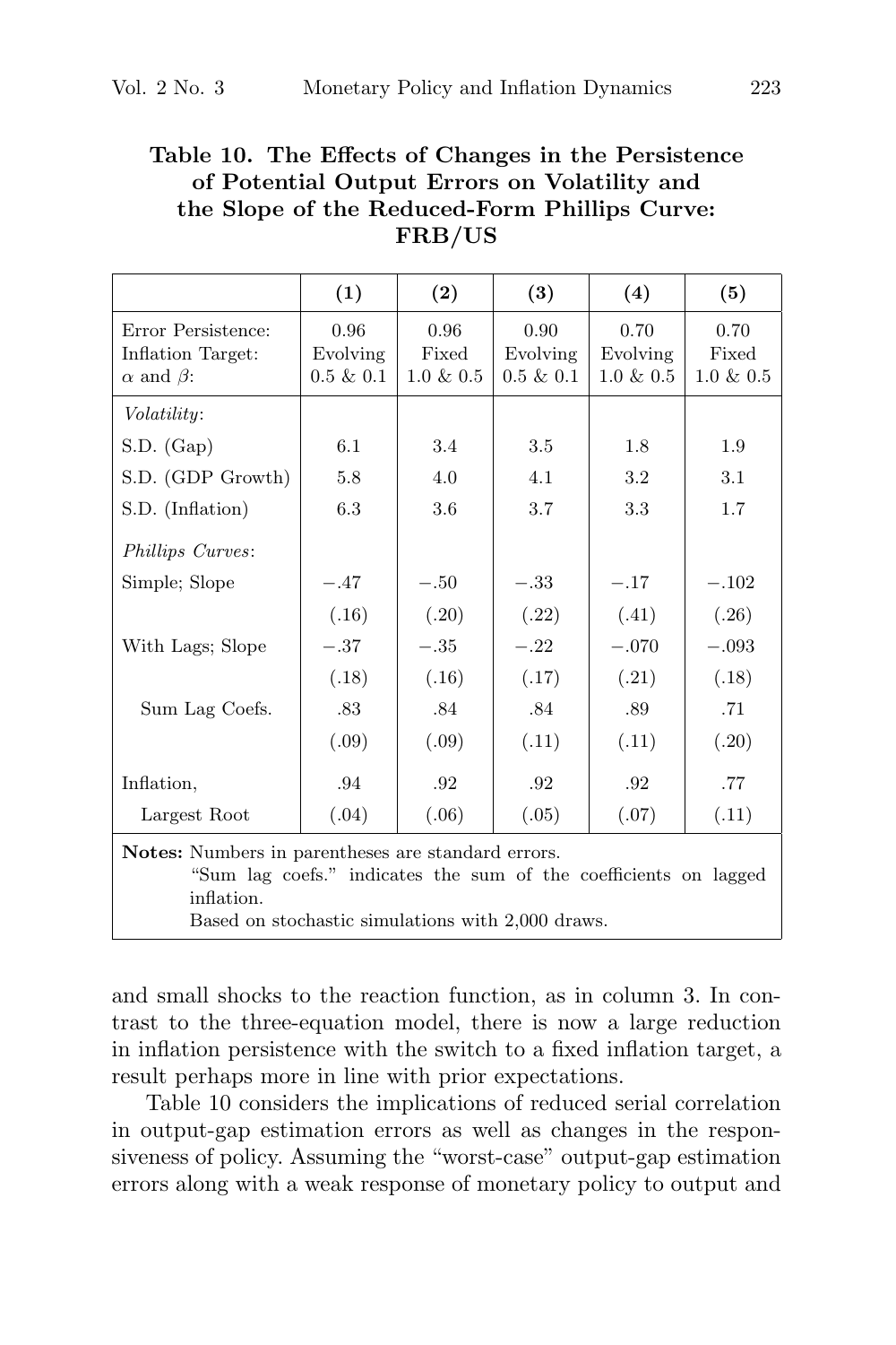**Table 10. The Effects of Changes in the Persistence of Potential Output Errors on Volatility and the Slope of the Reduced-Form Phillips Curve: FRB/US**

| | (1) | (2) | (3) | (4) | (5) |
|---|---|---|---|---|---|
| Error Persistence: | 0.96 | 0.96 | 0.90 | 0.70 | 0.70 |
| Inflation Target: | Evolving | Fixed | Evolving | Evolving | Fixed |
| $\alpha$ and $\beta$: | 0.5 & 0.1 | 1.0 & 0.5 | 0.5 & 0.1 | 1.0 & 0.5 | 1.0 & 0.5 |
| *Volatility*: | | | | | |
| S.D. (Gap) | 6.1 | 3.4 | 3.5 | 1.8 | 1.9 |
| S.D. (GDP Growth) | 5.8 | 4.0 | 4.1 | 3.2 | 3.1 |
| S.D. (Inflation) | 6.3 | 3.6 | 3.7 | 3.3 | 1.7 |
| *Phillips Curves*: | | | | | |
| Simple; Slope | −.47 | −.50 | −.33 | −.17 | −.102 |
| | (.16) | (.20) | (.22) | (.41) | (.26) |
| With Lags; Slope | −.37 | −.35 | −.22 | −.070 | −.093 |
| | (.18) | (.16) | (.17) | (.21) | (.18) |
| Sum Lag Coefs. | .83 | .84 | .84 | .89 | .71 |
| | (.09) | (.09) | (.11) | (.11) | (.20) |
| Inflation, | .94 | .92 | .92 | .92 | .77 |
| Largest Root | (.04) | (.06) | (.05) | (.07) | (.11) |

**Notes:** Numbers in parentheses are standard errors.
"Sum lag coefs." indicates the sum of the coefficients on lagged inflation.
Based on stochastic simulations with 2,000 draws.

and small shocks to the reaction function, as in column 3. In contrast to the three-equation model, there is now a large reduction in inflation persistence with the switch to a fixed inflation target, a result perhaps more in line with prior expectations.

Table 10 considers the implications of reduced serial correlation in output-gap estimation errors as well as changes in the responsiveness of policy. Assuming the "worst-case" output-gap estimation errors along with a weak response of monetary policy to output and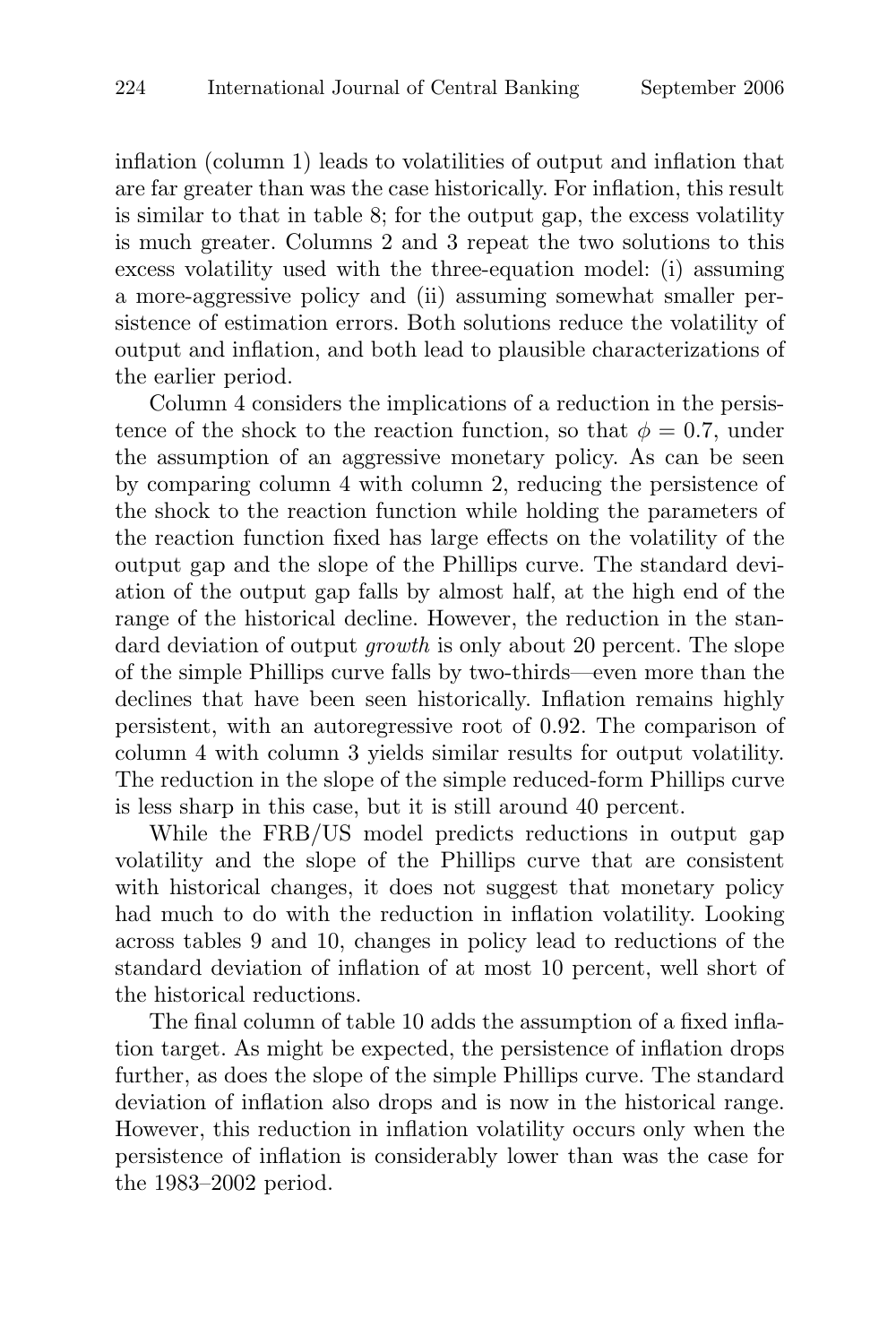inflation (column 1) leads to volatilities of output and inflation that are far greater than was the case historically. For inflation, this result is similar to that in table 8; for the output gap, the excess volatility is much greater. Columns 2 and 3 repeat the two solutions to this excess volatility used with the three-equation model: (i) assuming a more-aggressive policy and (ii) assuming somewhat smaller persistence of estimation errors. Both solutions reduce the volatility of output and inflation, and both lead to plausible characterizations of the earlier period.

Column 4 considers the implications of a reduction in the persistence of the shock to the reaction function, so that $\phi = 0.7$, under the assumption of an aggressive monetary policy. As can be seen by comparing column 4 with column 2, reducing the persistence of the shock to the reaction function while holding the parameters of the reaction function fixed has large effects on the volatility of the output gap and the slope of the Phillips curve. The standard deviation of the output gap falls by almost half, at the high end of the range of the historical decline. However, the reduction in the standard deviation of output *growth* is only about 20 percent. The slope of the simple Phillips curve falls by two-thirds—even more than the declines that have been seen historically. Inflation remains highly persistent, with an autoregressive root of 0.92. The comparison of column 4 with column 3 yields similar results for output volatility. The reduction in the slope of the simple reduced-form Phillips curve is less sharp in this case, but it is still around 40 percent.

While the FRB/US model predicts reductions in output gap volatility and the slope of the Phillips curve that are consistent with historical changes, it does not suggest that monetary policy had much to do with the reduction in inflation volatility. Looking across tables 9 and 10, changes in policy lead to reductions of the standard deviation of inflation of at most 10 percent, well short of the historical reductions.

The final column of table 10 adds the assumption of a fixed inflation target. As might be expected, the persistence of inflation drops further, as does the slope of the simple Phillips curve. The standard deviation of inflation also drops and is now in the historical range. However, this reduction in inflation volatility occurs only when the persistence of inflation is considerably lower than was the case for the 1983–2002 period.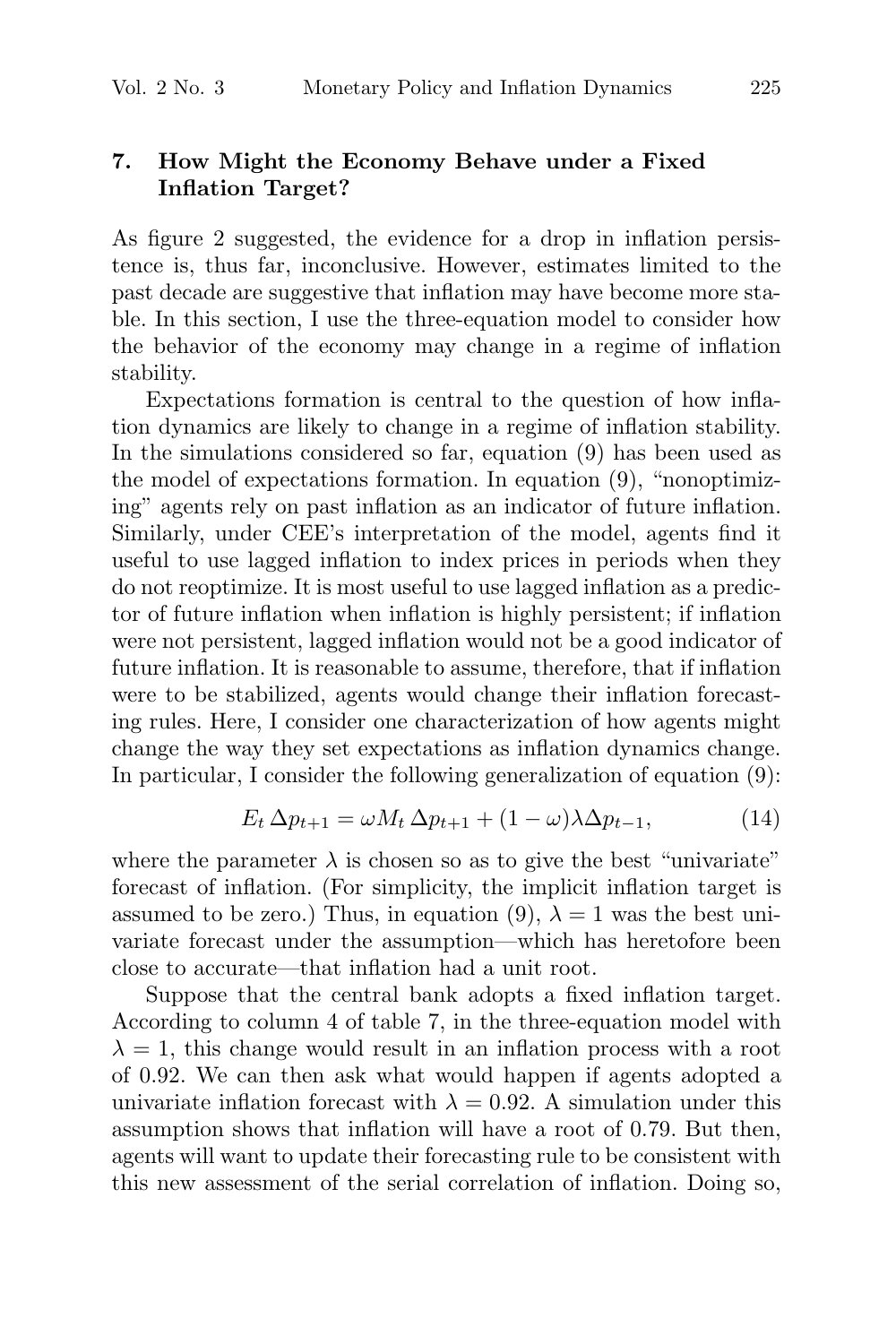## 7. How Might the Economy Behave under a Fixed Inflation Target?

As figure 2 suggested, the evidence for a drop in inflation persistence is, thus far, inconclusive. However, estimates limited to the past decade are suggestive that inflation may have become more stable. In this section, I use the three-equation model to consider how the behavior of the economy may change in a regime of inflation stability.

Expectations formation is central to the question of how inflation dynamics are likely to change in a regime of inflation stability. In the simulations considered so far, equation (9) has been used as the model of expectations formation. In equation (9), "nonoptimizing" agents rely on past inflation as an indicator of future inflation. Similarly, under CEE's interpretation of the model, agents find it useful to use lagged inflation to index prices in periods when they do not reoptimize. It is most useful to use lagged inflation as a predictor of future inflation when inflation is highly persistent; if inflation were not persistent, lagged inflation would not be a good indicator of future inflation. It is reasonable to assume, therefore, that if inflation were to be stabilized, agents would change their inflation forecasting rules. Here, I consider one characterization of how agents might change the way they set expectations as inflation dynamics change. In particular, I consider the following generalization of equation (9):

$$E_t\,\Delta p_{t+1} = \omega M_t\,\Delta p_{t+1} + (1-\omega)\lambda \Delta p_{t-1}, \tag{14}$$

where the parameter $\lambda$ is chosen so as to give the best "univariate" forecast of inflation. (For simplicity, the implicit inflation target is assumed to be zero.) Thus, in equation (9), $\lambda = 1$ was the best univariate forecast under the assumption—which has heretofore been close to accurate—that inflation had a unit root.

Suppose that the central bank adopts a fixed inflation target. According to column 4 of table 7, in the three-equation model with $\lambda = 1$, this change would result in an inflation process with a root of 0.92. We can then ask what would happen if agents adopted a univariate inflation forecast with $\lambda = 0.92$. A simulation under this assumption shows that inflation will have a root of 0.79. But then, agents will want to update their forecasting rule to be consistent with this new assessment of the serial correlation of inflation. Doing so,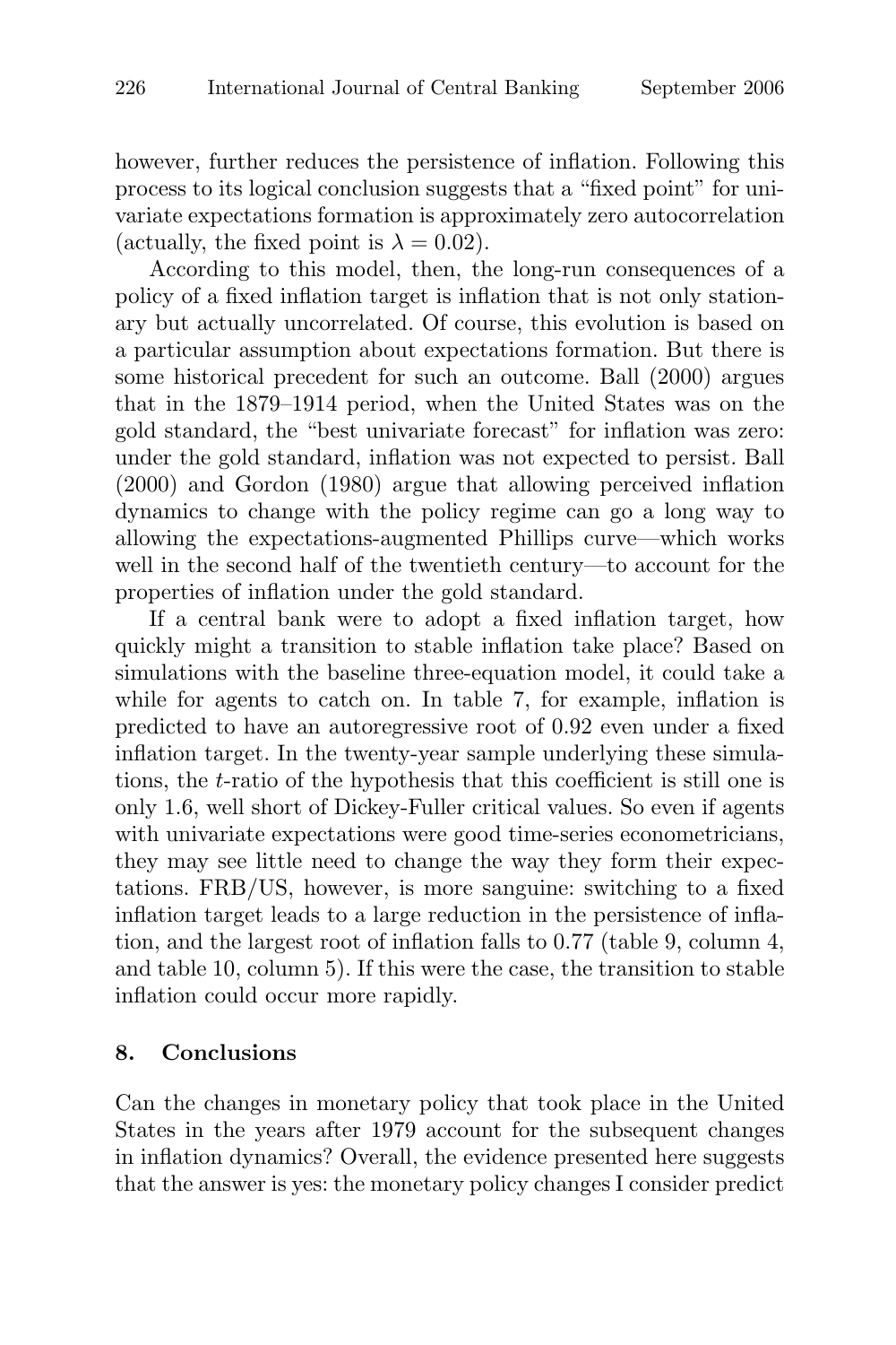however, further reduces the persistence of inflation. Following this process to its logical conclusion suggests that a "fixed point" for univariate expectations formation is approximately zero autocorrelation (actually, the fixed point is $\lambda = 0.02$).

According to this model, then, the long-run consequences of a policy of a fixed inflation target is inflation that is not only stationary but actually uncorrelated. Of course, this evolution is based on a particular assumption about expectations formation. But there is some historical precedent for such an outcome. Ball (2000) argues that in the 1879–1914 period, when the United States was on the gold standard, the "best univariate forecast" for inflation was zero: under the gold standard, inflation was not expected to persist. Ball (2000) and Gordon (1980) argue that allowing perceived inflation dynamics to change with the policy regime can go a long way to allowing the expectations-augmented Phillips curve—which works well in the second half of the twentieth century—to account for the properties of inflation under the gold standard.

If a central bank were to adopt a fixed inflation target, how quickly might a transition to stable inflation take place? Based on simulations with the baseline three-equation model, it could take a while for agents to catch on. In table 7, for example, inflation is predicted to have an autoregressive root of 0.92 even under a fixed inflation target. In the twenty-year sample underlying these simulations, the $t$-ratio of the hypothesis that this coefficient is still one is only 1.6, well short of Dickey-Fuller critical values. So even if agents with univariate expectations were good time-series econometricians, they may see little need to change the way they form their expectations. FRB/US, however, is more sanguine: switching to a fixed inflation target leads to a large reduction in the persistence of inflation, and the largest root of inflation falls to 0.77 (table 9, column 4, and table 10, column 5). If this were the case, the transition to stable inflation could occur more rapidly.

## 8. Conclusions

Can the changes in monetary policy that took place in the United States in the years after 1979 account for the subsequent changes in inflation dynamics? Overall, the evidence presented here suggests that the answer is yes: the monetary policy changes I consider predict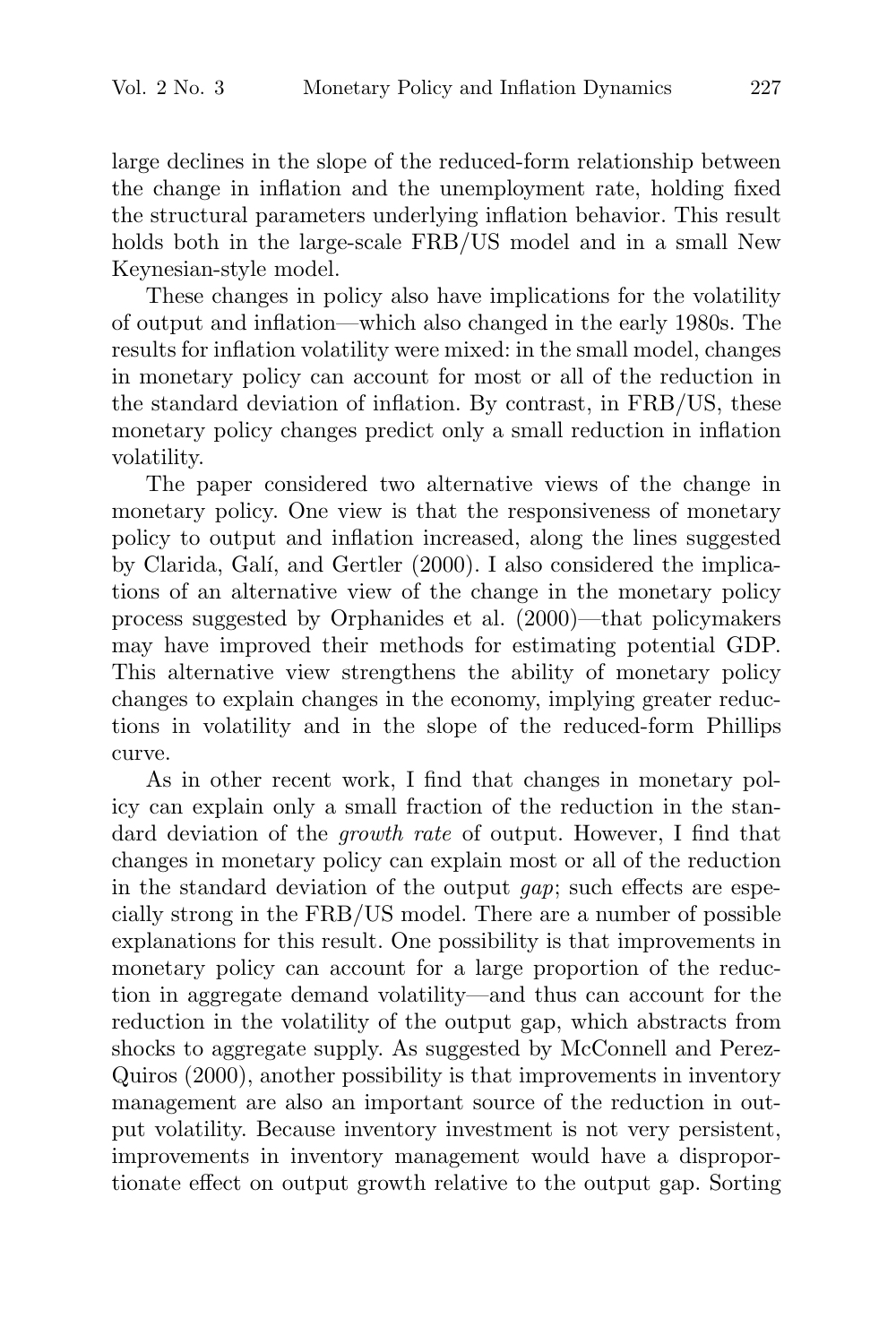large declines in the slope of the reduced-form relationship between the change in inflation and the unemployment rate, holding fixed the structural parameters underlying inflation behavior. This result holds both in the large-scale FRB/US model and in a small New Keynesian-style model.

These changes in policy also have implications for the volatility of output and inflation—which also changed in the early 1980s. The results for inflation volatility were mixed: in the small model, changes in monetary policy can account for most or all of the reduction in the standard deviation of inflation. By contrast, in FRB/US, these monetary policy changes predict only a small reduction in inflation volatility.

The paper considered two alternative views of the change in monetary policy. One view is that the responsiveness of monetary policy to output and inflation increased, along the lines suggested by Clarida, Galí, and Gertler (2000). I also considered the implications of an alternative view of the change in the monetary policy process suggested by Orphanides et al. (2000)—that policymakers may have improved their methods for estimating potential GDP. This alternative view strengthens the ability of monetary policy changes to explain changes in the economy, implying greater reductions in volatility and in the slope of the reduced-form Phillips curve.

As in other recent work, I find that changes in monetary policy can explain only a small fraction of the reduction in the standard deviation of the *growth rate* of output. However, I find that changes in monetary policy can explain most or all of the reduction in the standard deviation of the output *gap*; such effects are especially strong in the FRB/US model. There are a number of possible explanations for this result. One possibility is that improvements in monetary policy can account for a large proportion of the reduction in aggregate demand volatility—and thus can account for the reduction in the volatility of the output gap, which abstracts from shocks to aggregate supply. As suggested by McConnell and Perez-Quiros (2000), another possibility is that improvements in inventory management are also an important source of the reduction in output volatility. Because inventory investment is not very persistent, improvements in inventory management would have a disproportionate effect on output growth relative to the output gap. Sorting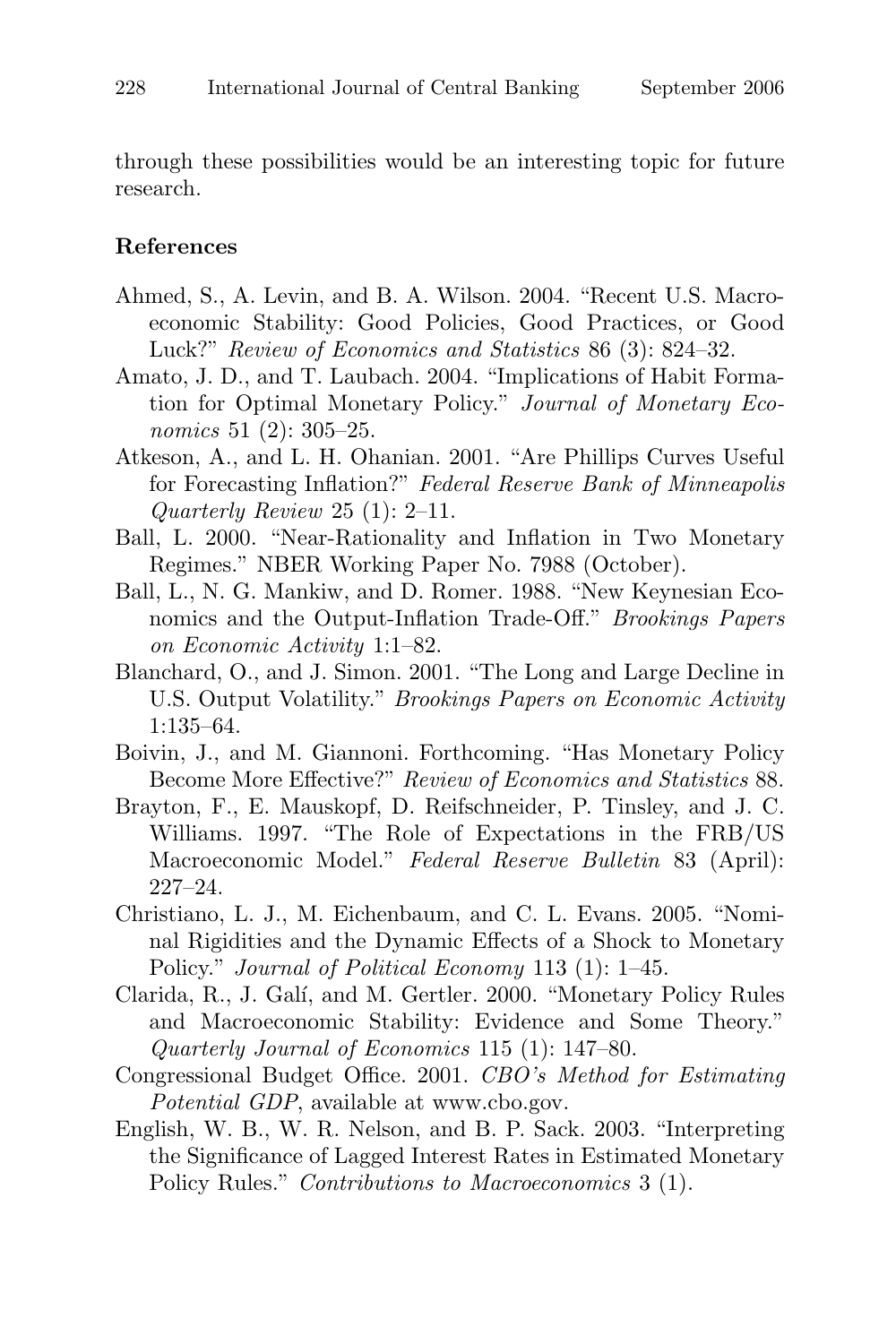through these possibilities would be an interesting topic for future research.

**References**

Ahmed, S., A. Levin, and B. A. Wilson. 2004. "Recent U.S. Macroeconomic Stability: Good Policies, Good Practices, or Good Luck?" *Review of Economics and Statistics* 86 (3): 824–32.

Amato, J. D., and T. Laubach. 2004. "Implications of Habit Formation for Optimal Monetary Policy." *Journal of Monetary Economics* 51 (2): 305–25.

Atkeson, A., and L. H. Ohanian. 2001. "Are Phillips Curves Useful for Forecasting Inflation?" *Federal Reserve Bank of Minneapolis Quarterly Review* 25 (1): 2–11.

Ball, L. 2000. "Near-Rationality and Inflation in Two Monetary Regimes." NBER Working Paper No. 7988 (October).

Ball, L., N. G. Mankiw, and D. Romer. 1988. "New Keynesian Economics and the Output-Inflation Trade-Off." *Brookings Papers on Economic Activity* 1:1–82.

Blanchard, O., and J. Simon. 2001. "The Long and Large Decline in U.S. Output Volatility." *Brookings Papers on Economic Activity* 1:135–64.

Boivin, J., and M. Giannoni. Forthcoming. "Has Monetary Policy Become More Effective?" *Review of Economics and Statistics* 88.

Brayton, F., E. Mauskopf, D. Reifschneider, P. Tinsley, and J. C. Williams. 1997. "The Role of Expectations in the FRB/US Macroeconomic Model." *Federal Reserve Bulletin* 83 (April): 227–24.

Christiano, L. J., M. Eichenbaum, and C. L. Evans. 2005. "Nominal Rigidities and the Dynamic Effects of a Shock to Monetary Policy." *Journal of Political Economy* 113 (1): 1–45.

Clarida, R., J. Galí, and M. Gertler. 2000. "Monetary Policy Rules and Macroeconomic Stability: Evidence and Some Theory." *Quarterly Journal of Economics* 115 (1): 147–80.

Congressional Budget Office. 2001. *CBO's Method for Estimating Potential GDP*, available at www.cbo.gov.

English, W. B., W. R. Nelson, and B. P. Sack. 2003. "Interpreting the Significance of Lagged Interest Rates in Estimated Monetary Policy Rules." *Contributions to Macroeconomics* 3 (1).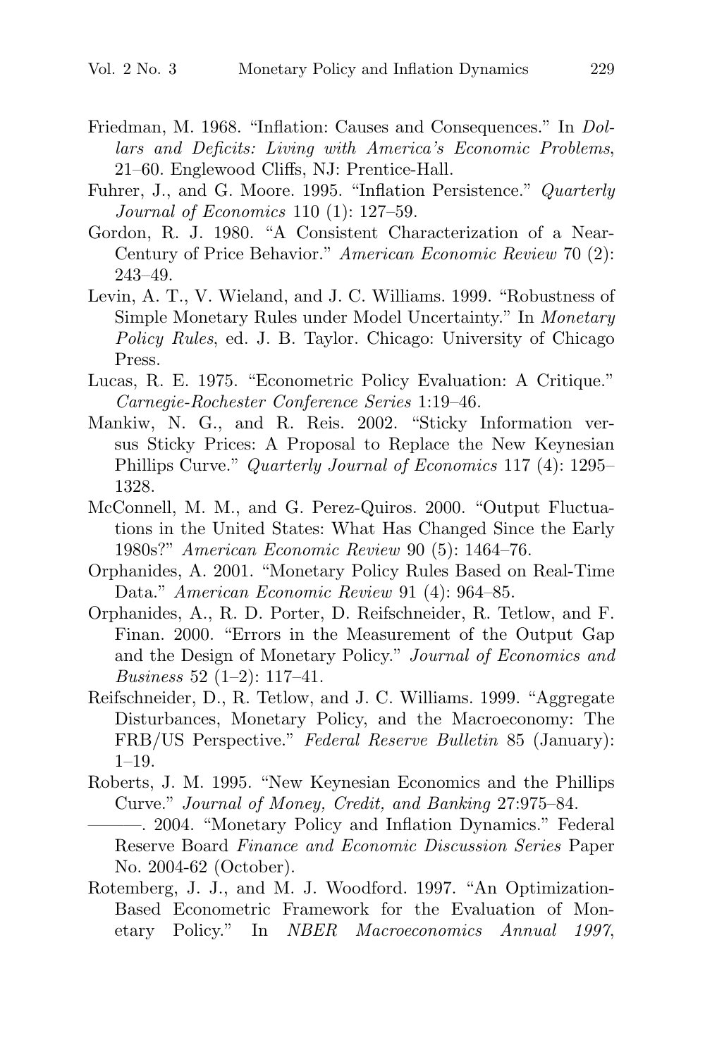Friedman, M. 1968. "Inflation: Causes and Consequences." In *Dollars and Deficits: Living with America's Economic Problems*, 21–60. Englewood Cliffs, NJ: Prentice-Hall.

Fuhrer, J., and G. Moore. 1995. "Inflation Persistence." *Quarterly Journal of Economics* 110 (1): 127–59.

Gordon, R. J. 1980. "A Consistent Characterization of a Near-Century of Price Behavior." *American Economic Review* 70 (2): 243–49.

Levin, A. T., V. Wieland, and J. C. Williams. 1999. "Robustness of Simple Monetary Rules under Model Uncertainty." In *Monetary Policy Rules*, ed. J. B. Taylor. Chicago: University of Chicago Press.

Lucas, R. E. 1975. "Econometric Policy Evaluation: A Critique." *Carnegie-Rochester Conference Series* 1:19–46.

Mankiw, N. G., and R. Reis. 2002. "Sticky Information versus Sticky Prices: A Proposal to Replace the New Keynesian Phillips Curve." *Quarterly Journal of Economics* 117 (4): 1295–1328.

McConnell, M. M., and G. Perez-Quiros. 2000. "Output Fluctuations in the United States: What Has Changed Since the Early 1980s?" *American Economic Review* 90 (5): 1464–76.

Orphanides, A. 2001. "Monetary Policy Rules Based on Real-Time Data." *American Economic Review* 91 (4): 964–85.

Orphanides, A., R. D. Porter, D. Reifschneider, R. Tetlow, and F. Finan. 2000. "Errors in the Measurement of the Output Gap and the Design of Monetary Policy." *Journal of Economics and Business* 52 (1–2): 117–41.

Reifschneider, D., R. Tetlow, and J. C. Williams. 1999. "Aggregate Disturbances, Monetary Policy, and the Macroeconomy: The FRB/US Perspective." *Federal Reserve Bulletin* 85 (January): 1–19.

Roberts, J. M. 1995. "New Keynesian Economics and the Phillips Curve." *Journal of Money, Credit, and Banking* 27:975–84.

———. 2004. "Monetary Policy and Inflation Dynamics." Federal Reserve Board *Finance and Economic Discussion Series* Paper No. 2004-62 (October).

Rotemberg, J. J., and M. J. Woodford. 1997. "An Optimization-Based Econometric Framework for the Evaluation of Monetary Policy." In *NBER Macroeconomics Annual 1997*,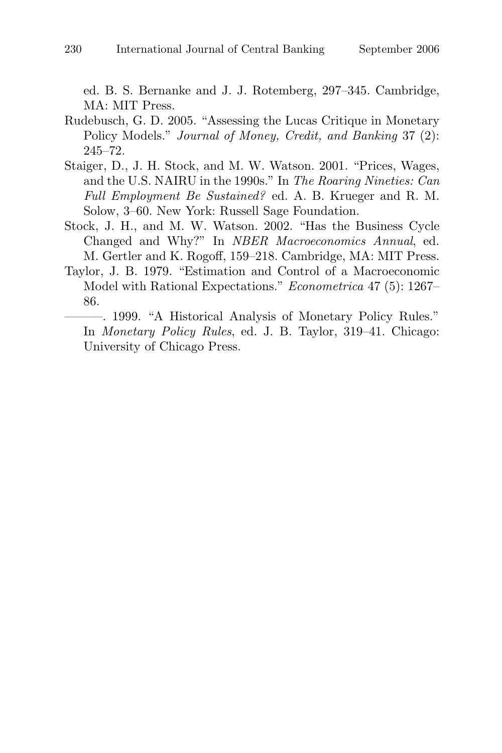ed. B. S. Bernanke and J. J. Rotemberg, 297–345. Cambridge, MA: MIT Press.

Rudebusch, G. D. 2005. "Assessing the Lucas Critique in Monetary Policy Models." *Journal of Money, Credit, and Banking* 37 (2): 245–72.

Staiger, D., J. H. Stock, and M. W. Watson. 2001. "Prices, Wages, and the U.S. NAIRU in the 1990s." In *The Roaring Nineties: Can Full Employment Be Sustained?* ed. A. B. Krueger and R. M. Solow, 3–60. New York: Russell Sage Foundation.

Stock, J. H., and M. W. Watson. 2002. "Has the Business Cycle Changed and Why?" In *NBER Macroeconomics Annual*, ed. M. Gertler and K. Rogoff, 159–218. Cambridge, MA: MIT Press.

Taylor, J. B. 1979. "Estimation and Control of a Macroeconomic Model with Rational Expectations." *Econometrica* 47 (5): 1267–86.

———. 1999. "A Historical Analysis of Monetary Policy Rules." In *Monetary Policy Rules*, ed. J. B. Taylor, 319–41. Chicago: University of Chicago Press.